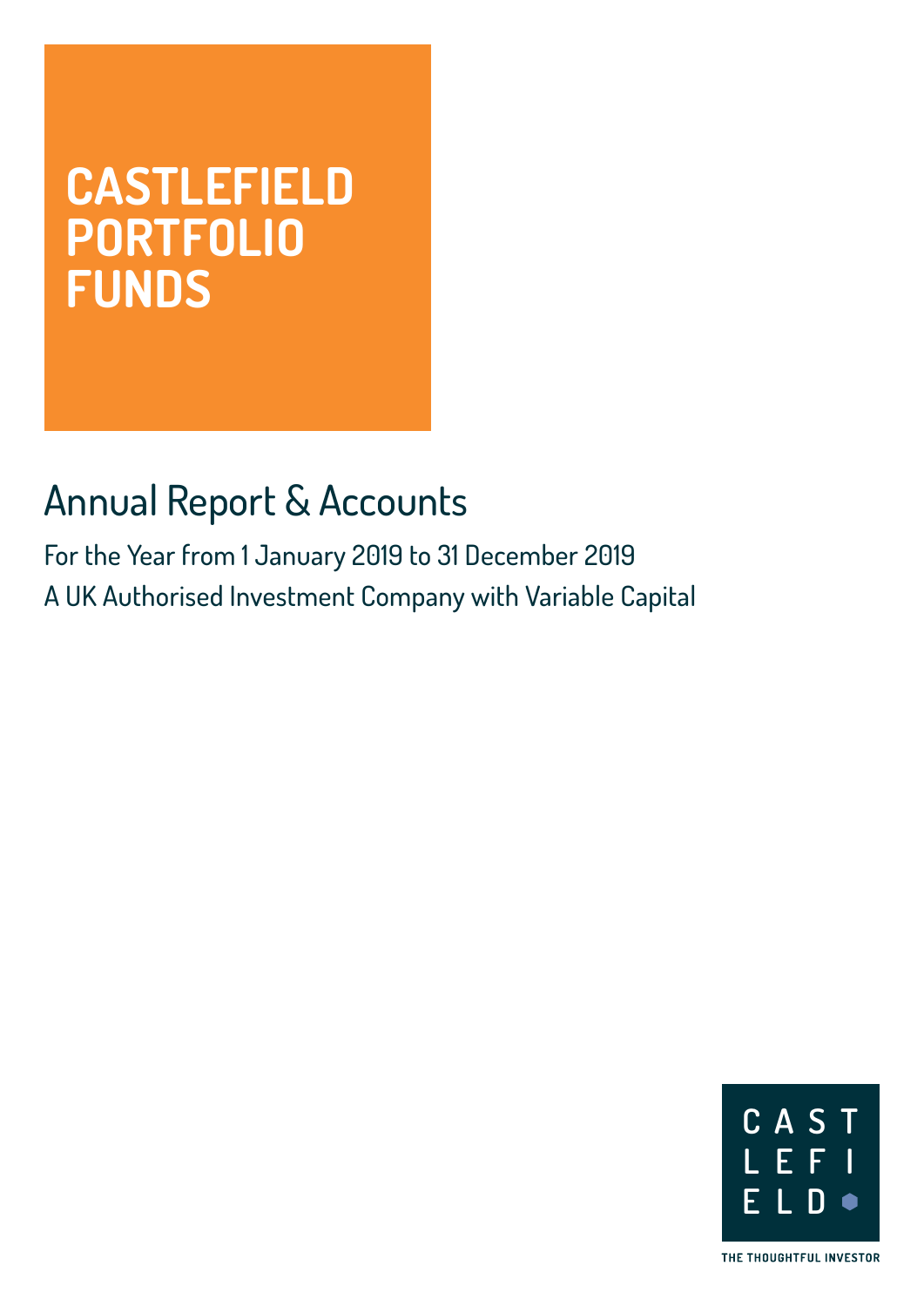# CASTLEFIELD PORTFOLIO FUNDS

## Annual Report & Accounts

For the Year from 1 January 2019 to 31 December 2019

A UK Authorised Investment Company with Variable Capital

CASTLEFIELD

THE THOUGHTFUL INVESTOR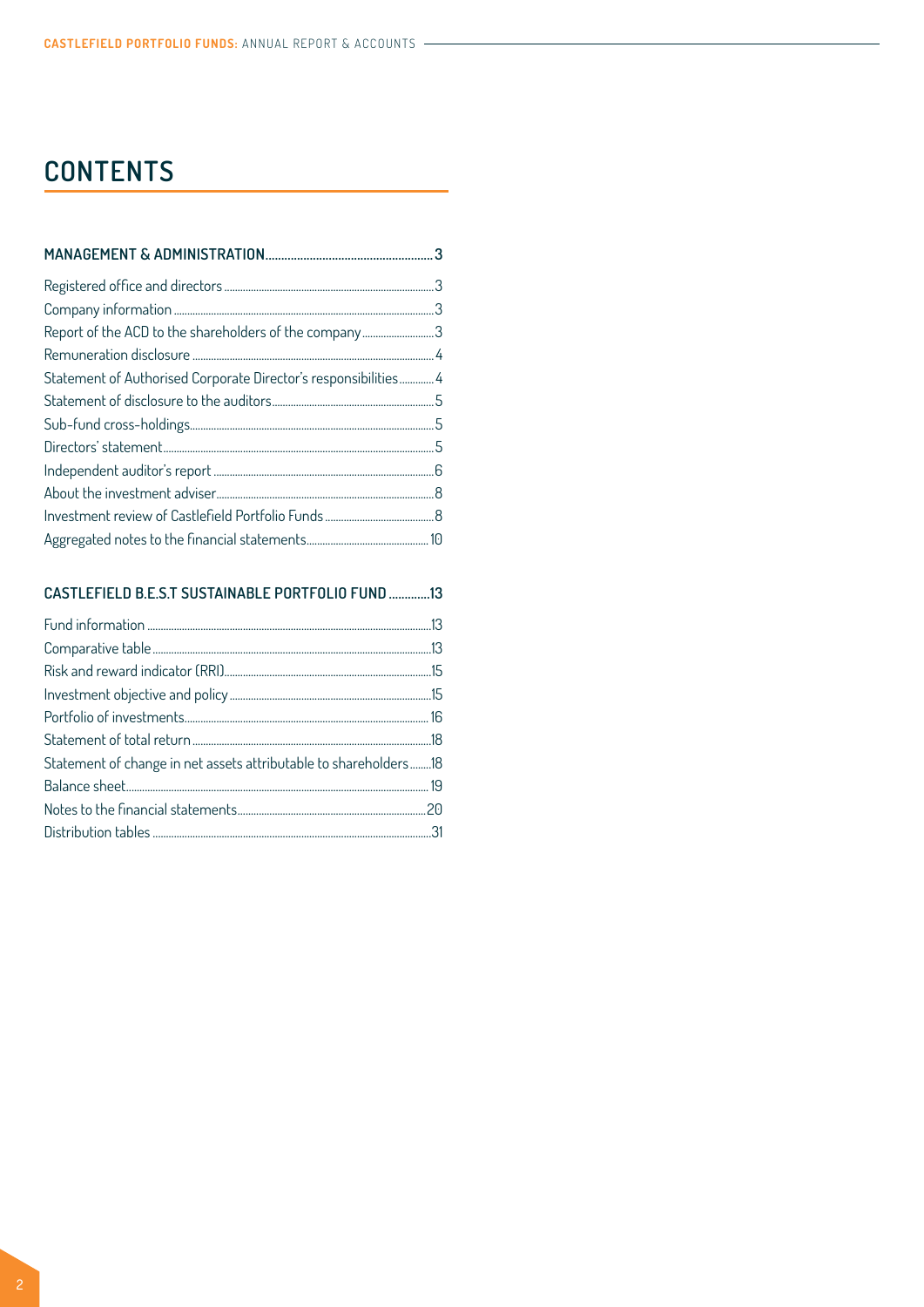# CONTENTS

**MANAGEMENT & ADMINISTRATION....................................................3**

Registered office and directors ....................................................3
Company information ....................................................3
Report of the ACD to the shareholders of the company ....................................................3
Remuneration disclosure ....................................................4
Statement of Authorised Corporate Director's responsibilities ....................................................4
Statement of disclosure to the auditors ....................................................5
Sub-fund cross-holdings ....................................................5
Directors' statement ....................................................5
Independent auditor's report ....................................................6
About the investment adviser ....................................................8
Investment review of Castlefield Portfolio Funds ....................................................8
Aggregated notes to the financial statements ....................................................10

**CASTLEFIELD B.E.S.T SUSTAINABLE PORTFOLIO FUND .............13**

Fund information ....................................................13
Comparative table ....................................................13
Risk and reward indicator (RRI) ....................................................15
Investment objective and policy ....................................................15
Portfolio of investments ....................................................16
Statement of total return ....................................................18
Statement of change in net assets attributable to shareholders ........18
Balance sheet ....................................................19
Notes to the financial statements ....................................................20
Distribution tables ....................................................31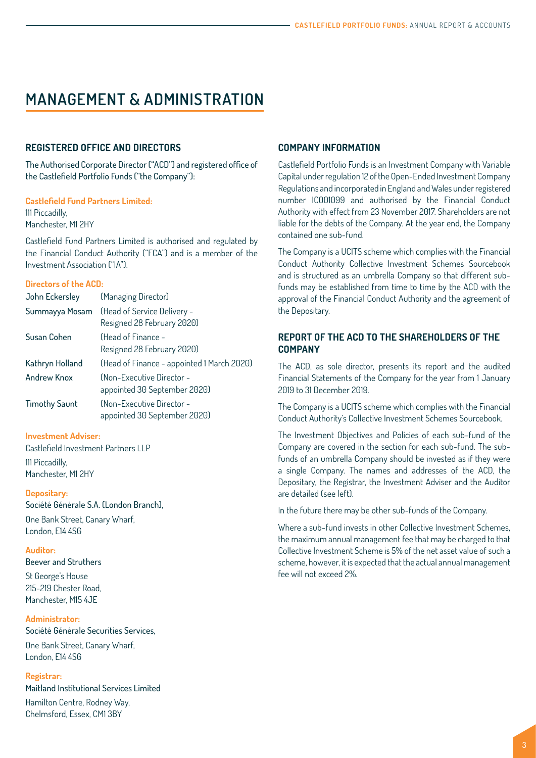# MANAGEMENT & ADMINISTRATION

## REGISTERED OFFICE AND DIRECTORS

The Authorised Corporate Director ("ACD") and registered office of the Castlefield Portfolio Funds ("the Company"):

**Castlefield Fund Partners Limited:**
111 Piccadilly,
Manchester, M1 2HY

Castlefield Fund Partners Limited is authorised and regulated by the Financial Conduct Authority ("FCA") and is a member of the Investment Association ("IA").

**Directors of the ACD:**

| | |
|---|---|
| John Eckersley | (Managing Director) |
| Summayya Mosam | (Head of Service Delivery - Resigned 28 February 2020) |
| Susan Cohen | (Head of Finance - Resigned 28 February 2020) |
| Kathryn Holland | (Head of Finance - appointed 1 March 2020) |
| Andrew Knox | (Non-Executive Director - appointed 30 September 2020) |
| Timothy Saunt | (Non-Executive Director - appointed 30 September 2020) |

**Investment Adviser:**
Castlefield Investment Partners LLP
111 Piccadilly,
Manchester, M1 2HY

**Depositary:**
Société Générale S.A. (London Branch),
One Bank Street, Canary Wharf,
London, E14 4SG

**Auditor:**
Beever and Struthers
St George's House
215-219 Chester Road,
Manchester, M15 4JE

**Administrator:**
Société Générale Securities Services,
One Bank Street, Canary Wharf,
London, E14 4SG

**Registrar:**
Maitland Institutional Services Limited
Hamilton Centre, Rodney Way,
Chelmsford, Essex, CM1 3BY

## COMPANY INFORMATION

Castlefield Portfolio Funds is an Investment Company with Variable Capital under regulation 12 of the Open-Ended Investment Company Regulations and incorporated in England and Wales under registered number IC001099 and authorised by the Financial Conduct Authority with effect from 23 November 2017. Shareholders are not liable for the debts of the Company. At the year end, the Company contained one sub-fund.

The Company is a UCITS scheme which complies with the Financial Conduct Authority Collective Investment Schemes Sourcebook and is structured as an umbrella Company so that different sub-funds may be established from time to time by the ACD with the approval of the Financial Conduct Authority and the agreement of the Depositary.

## REPORT OF THE ACD TO THE SHAREHOLDERS OF THE COMPANY

The ACD, as sole director, presents its report and the audited Financial Statements of the Company for the year from 1 January 2019 to 31 December 2019.

The Company is a UCITS scheme which complies with the Financial Conduct Authority's Collective Investment Schemes Sourcebook.

The Investment Objectives and Policies of each sub-fund of the Company are covered in the section for each sub-fund. The sub-funds of an umbrella Company should be invested as if they were a single Company. The names and addresses of the ACD, the Depositary, the Registrar, the Investment Adviser and the Auditor are detailed (see left).

In the future there may be other sub-funds of the Company.

Where a sub-fund invests in other Collective Investment Schemes, the maximum annual management fee that may be charged to that Collective Investment Scheme is 5% of the net asset value of such a scheme, however, it is expected that the actual annual management fee will not exceed 2%.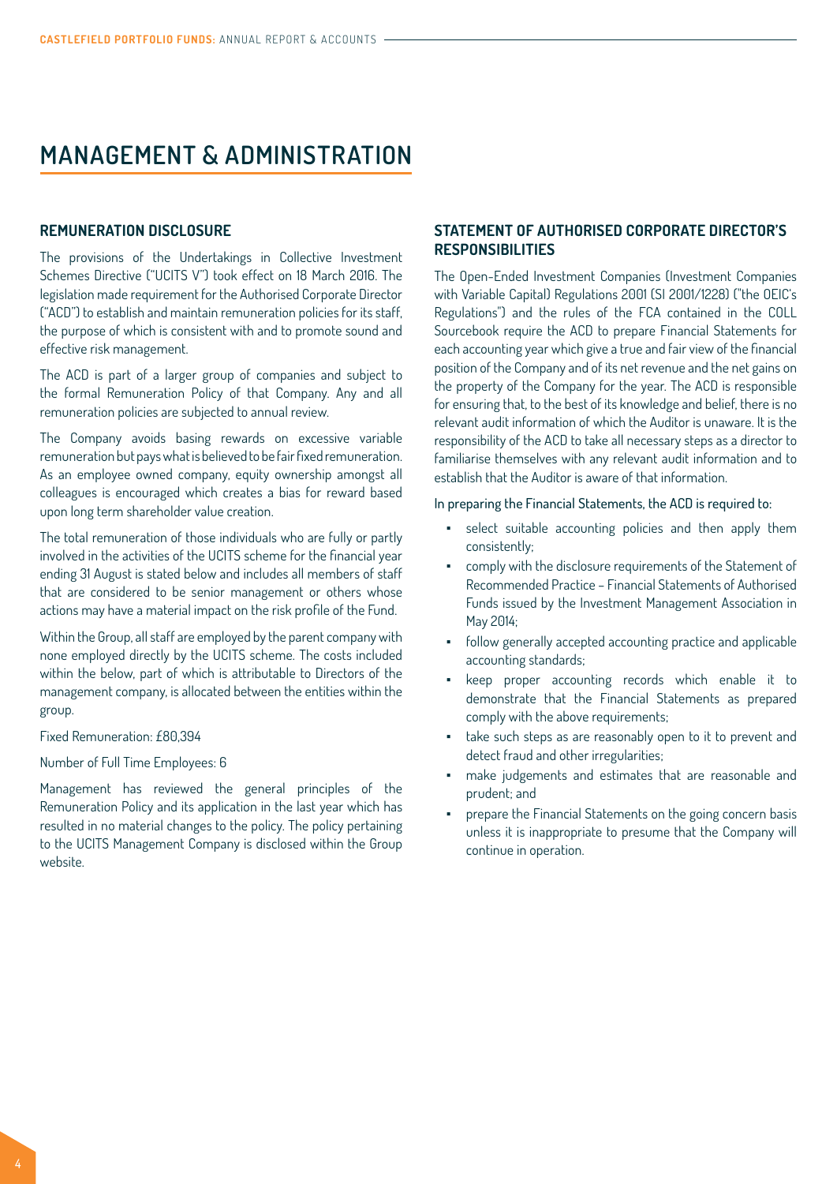# MANAGEMENT & ADMINISTRATION

## REMUNERATION DISCLOSURE

The provisions of the Undertakings in Collective Investment Schemes Directive ("UCITS V") took effect on 18 March 2016. The legislation made requirement for the Authorised Corporate Director ("ACD") to establish and maintain remuneration policies for its staff, the purpose of which is consistent with and to promote sound and effective risk management.

The ACD is part of a larger group of companies and subject to the formal Remuneration Policy of that Company. Any and all remuneration policies are subjected to annual review.

The Company avoids basing rewards on excessive variable remuneration but pays what is believed to be fair fixed remuneration. As an employee owned company, equity ownership amongst all colleagues is encouraged which creates a bias for reward based upon long term shareholder value creation.

The total remuneration of those individuals who are fully or partly involved in the activities of the UCITS scheme for the financial year ending 31 August is stated below and includes all members of staff that are considered to be senior management or others whose actions may have a material impact on the risk profile of the Fund.

Within the Group, all staff are employed by the parent company with none employed directly by the UCITS scheme. The costs included within the below, part of which is attributable to Directors of the management company, is allocated between the entities within the group.

Fixed Remuneration: £80,394

Number of Full Time Employees: 6

Management has reviewed the general principles of the Remuneration Policy and its application in the last year which has resulted in no material changes to the policy. The policy pertaining to the UCITS Management Company is disclosed within the Group website.

## STATEMENT OF AUTHORISED CORPORATE DIRECTOR'S RESPONSIBILITIES

The Open-Ended Investment Companies (Investment Companies with Variable Capital) Regulations 2001 (SI 2001/1228) ("the OEIC's Regulations") and the rules of the FCA contained in the COLL Sourcebook require the ACD to prepare Financial Statements for each accounting year which give a true and fair view of the financial position of the Company and of its net revenue and the net gains on the property of the Company for the year. The ACD is responsible for ensuring that, to the best of its knowledge and belief, there is no relevant audit information of which the Auditor is unaware. It is the responsibility of the ACD to take all necessary steps as a director to familiarise themselves with any relevant audit information and to establish that the Auditor is aware of that information.

In preparing the Financial Statements, the ACD is required to:

- select suitable accounting policies and then apply them consistently;
- comply with the disclosure requirements of the Statement of Recommended Practice – Financial Statements of Authorised Funds issued by the Investment Management Association in May 2014;
- follow generally accepted accounting practice and applicable accounting standards;
- keep proper accounting records which enable it to demonstrate that the Financial Statements as prepared comply with the above requirements;
- take such steps as are reasonably open to it to prevent and detect fraud and other irregularities;
- make judgements and estimates that are reasonable and prudent; and
- prepare the Financial Statements on the going concern basis unless it is inappropriate to presume that the Company will continue in operation.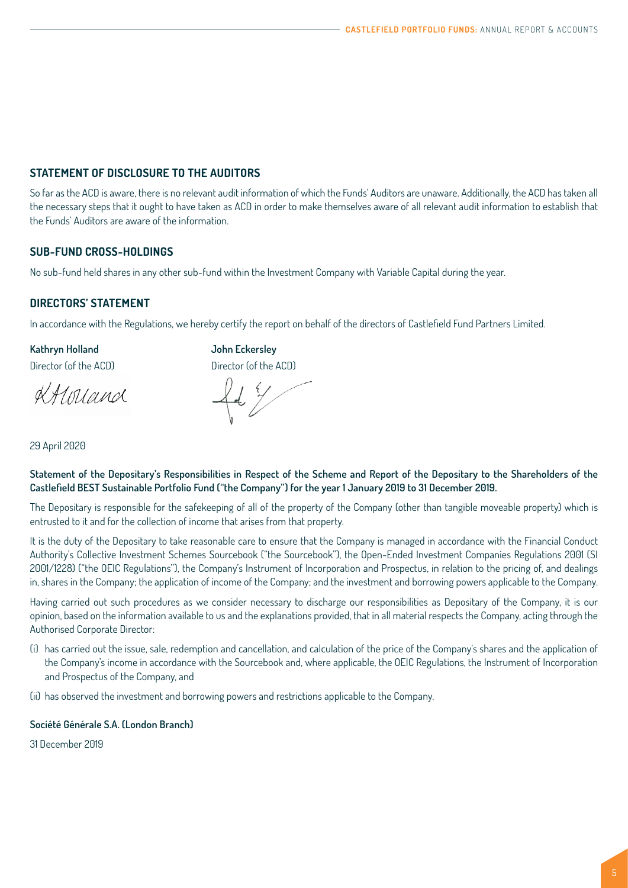## STATEMENT OF DISCLOSURE TO THE AUDITORS

So far as the ACD is aware, there is no relevant audit information of which the Funds' Auditors are unaware. Additionally, the ACD has taken all the necessary steps that it ought to have taken as ACD in order to make themselves aware of all relevant audit information to establish that the Funds' Auditors are aware of the information.

## SUB-FUND CROSS-HOLDINGS

No sub-fund held shares in any other sub-fund within the Investment Company with Variable Capital during the year.

## DIRECTORS' STATEMENT

In accordance with the Regulations, we hereby certify the report on behalf of the directors of Castlefield Fund Partners Limited.

**Kathryn Holland**
Director (of the ACD)

**John Eckersley**
Director (of the ACD)

29 April 2020

**Statement of the Depositary's Responsibilities in Respect of the Scheme and Report of the Depositary to the Shareholders of the Castlefield BEST Sustainable Portfolio Fund ("the Company") for the year 1 January 2019 to 31 December 2019.**

The Depositary is responsible for the safekeeping of all of the property of the Company (other than tangible moveable property) which is entrusted to it and for the collection of income that arises from that property.

It is the duty of the Depositary to take reasonable care to ensure that the Company is managed in accordance with the Financial Conduct Authority's Collective Investment Schemes Sourcebook ("the Sourcebook"), the Open-Ended Investment Companies Regulations 2001 (SI 2001/1228) ("the OEIC Regulations"), the Company's Instrument of Incorporation and Prospectus, in relation to the pricing of, and dealings in, shares in the Company; the application of income of the Company; and the investment and borrowing powers applicable to the Company.

Having carried out such procedures as we consider necessary to discharge our responsibilities as Depositary of the Company, it is our opinion, based on the information available to us and the explanations provided, that in all material respects the Company, acting through the Authorised Corporate Director:

(i) has carried out the issue, sale, redemption and cancellation, and calculation of the price of the Company's shares and the application of the Company's income in accordance with the Sourcebook and, where applicable, the OEIC Regulations, the Instrument of Incorporation and Prospectus of the Company, and

(ii) has observed the investment and borrowing powers and restrictions applicable to the Company.

**Société Générale S.A. (London Branch)**

31 December 2019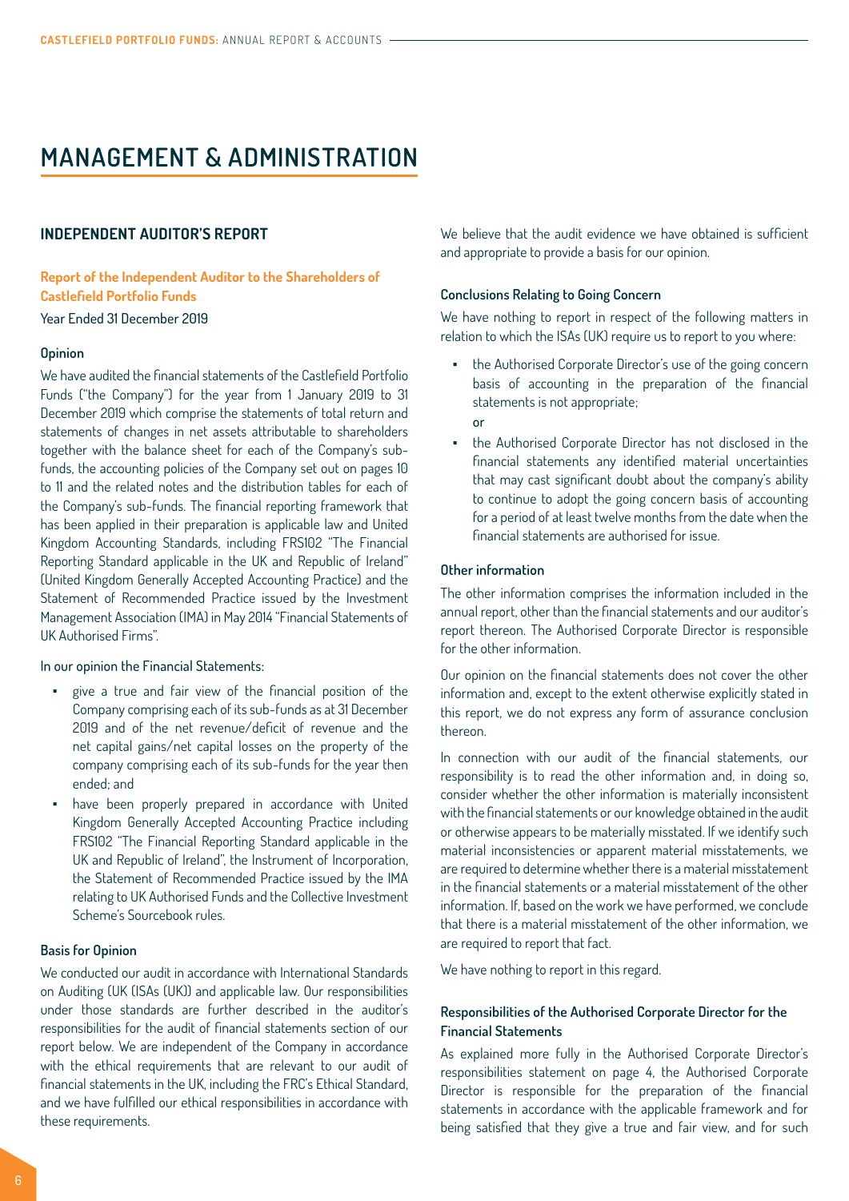# MANAGEMENT & ADMINISTRATION

## INDEPENDENT AUDITOR'S REPORT

**Report of the Independent Auditor to the Shareholders of Castlefield Portfolio Funds**

Year Ended 31 December 2019

### Opinion

We have audited the financial statements of the Castlefield Portfolio Funds ("the Company") for the year from 1 January 2019 to 31 December 2019 which comprise the statements of total return and statements of changes in net assets attributable to shareholders together with the balance sheet for each of the Company's sub-funds, the accounting policies of the Company set out on pages 10 to 11 and the related notes and the distribution tables for each of the Company's sub-funds. The financial reporting framework that has been applied in their preparation is applicable law and United Kingdom Accounting Standards, including FRS102 "The Financial Reporting Standard applicable in the UK and Republic of Ireland" (United Kingdom Generally Accepted Accounting Practice) and the Statement of Recommended Practice issued by the Investment Management Association (IMA) in May 2014 "Financial Statements of UK Authorised Firms".

In our opinion the Financial Statements:

- give a true and fair view of the financial position of the Company comprising each of its sub-funds as at 31 December 2019 and of the net revenue/deficit of revenue and the net capital gains/net capital losses on the property of the company comprising each of its sub-funds for the year then ended; and
- have been properly prepared in accordance with United Kingdom Generally Accepted Accounting Practice including FRS102 "The Financial Reporting Standard applicable in the UK and Republic of Ireland", the Instrument of Incorporation, the Statement of Recommended Practice issued by the IMA relating to UK Authorised Funds and the Collective Investment Scheme's Sourcebook rules.

### Basis for Opinion

We conducted our audit in accordance with International Standards on Auditing (UK (ISAs (UK)) and applicable law. Our responsibilities under those standards are further described in the auditor's responsibilities for the audit of financial statements section of our report below. We are independent of the Company in accordance with the ethical requirements that are relevant to our audit of financial statements in the UK, including the FRC's Ethical Standard, and we have fulfilled our ethical responsibilities in accordance with these requirements.

We believe that the audit evidence we have obtained is sufficient and appropriate to provide a basis for our opinion.

### Conclusions Relating to Going Concern

We have nothing to report in respect of the following matters in relation to which the ISAs (UK) require us to report to you where:

- the Authorised Corporate Director's use of the going concern basis of accounting in the preparation of the financial statements is not appropriate;

  or

- the Authorised Corporate Director has not disclosed in the financial statements any identified material uncertainties that may cast significant doubt about the company's ability to continue to adopt the going concern basis of accounting for a period of at least twelve months from the date when the financial statements are authorised for issue.

### Other information

The other information comprises the information included in the annual report, other than the financial statements and our auditor's report thereon. The Authorised Corporate Director is responsible for the other information.

Our opinion on the financial statements does not cover the other information and, except to the extent otherwise explicitly stated in this report, we do not express any form of assurance conclusion thereon.

In connection with our audit of the financial statements, our responsibility is to read the other information and, in doing so, consider whether the other information is materially inconsistent with the financial statements or our knowledge obtained in the audit or otherwise appears to be materially misstated. If we identify such material inconsistencies or apparent material misstatements, we are required to determine whether there is a material misstatement in the financial statements or a material misstatement of the other information. If, based on the work we have performed, we conclude that there is a material misstatement of the other information, we are required to report that fact.

We have nothing to report in this regard.

### Responsibilities of the Authorised Corporate Director for the Financial Statements

As explained more fully in the Authorised Corporate Director's responsibilities statement on page 4, the Authorised Corporate Director is responsible for the preparation of the financial statements in accordance with the applicable framework and for being satisfied that they give a true and fair view, and for such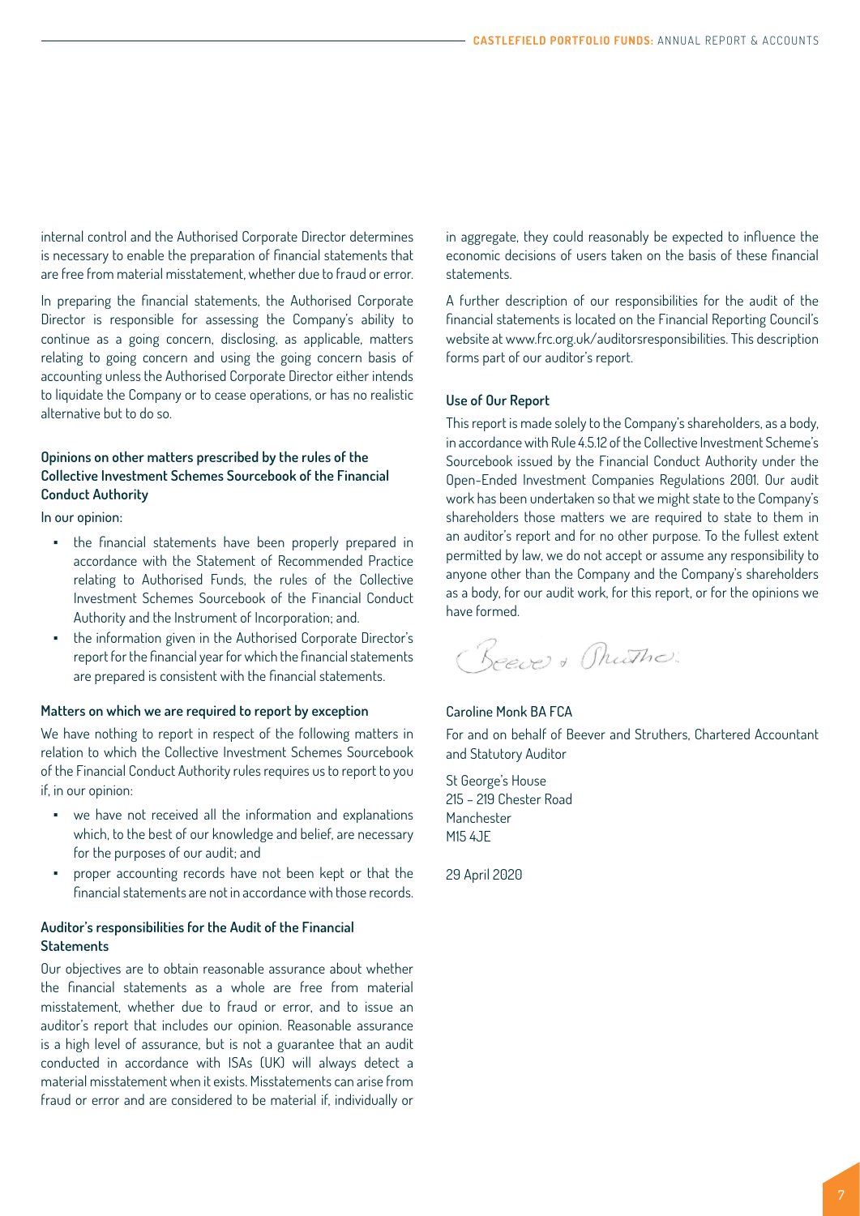internal control and the Authorised Corporate Director determines is necessary to enable the preparation of financial statements that are free from material misstatement, whether due to fraud or error.

In preparing the financial statements, the Authorised Corporate Director is responsible for assessing the Company's ability to continue as a going concern, disclosing, as applicable, matters relating to going concern and using the going concern basis of accounting unless the Authorised Corporate Director either intends to liquidate the Company or to cease operations, or has no realistic alternative but to do so.

### Opinions on other matters prescribed by the rules of the Collective Investment Schemes Sourcebook of the Financial Conduct Authority

In our opinion:

- the financial statements have been properly prepared in accordance with the Statement of Recommended Practice relating to Authorised Funds, the rules of the Collective Investment Schemes Sourcebook of the Financial Conduct Authority and the Instrument of Incorporation; and.
- the information given in the Authorised Corporate Director's report for the financial year for which the financial statements are prepared is consistent with the financial statements.

### Matters on which we are required to report by exception

We have nothing to report in respect of the following matters in relation to which the Collective Investment Schemes Sourcebook of the Financial Conduct Authority rules requires us to report to you if, in our opinion:

- we have not received all the information and explanations which, to the best of our knowledge and belief, are necessary for the purposes of our audit; and
- proper accounting records have not been kept or that the financial statements are not in accordance with those records.

### Auditor's responsibilities for the Audit of the Financial Statements

Our objectives are to obtain reasonable assurance about whether the financial statements as a whole are free from material misstatement, whether due to fraud or error, and to issue an auditor's report that includes our opinion. Reasonable assurance is a high level of assurance, but is not a guarantee that an audit conducted in accordance with ISAs (UK) will always detect a material misstatement when it exists. Misstatements can arise from fraud or error and are considered to be material if, individually or in aggregate, they could reasonably be expected to influence the economic decisions of users taken on the basis of these financial statements.

A further description of our responsibilities for the audit of the financial statements is located on the Financial Reporting Council's website at www.frc.org.uk/auditorsresponsibilities. This description forms part of our auditor's report.

### Use of Our Report

This report is made solely to the Company's shareholders, as a body, in accordance with Rule 4.5.12 of the Collective Investment Scheme's Sourcebook issued by the Financial Conduct Authority under the Open-Ended Investment Companies Regulations 2001. Our audit work has been undertaken so that we might state to the Company's shareholders those matters we are required to state to them in an auditor's report and for no other purpose. To the fullest extent permitted by law, we do not accept or assume any responsibility to anyone other than the Company and the Company's shareholders as a body, for our audit work, for this report, or for the opinions we have formed.

Beever & Struthers

Caroline Monk BA FCA

For and on behalf of Beever and Struthers, Chartered Accountant and Statutory Auditor

St George's House
215 – 219 Chester Road
Manchester
M15 4JE

29 April 2020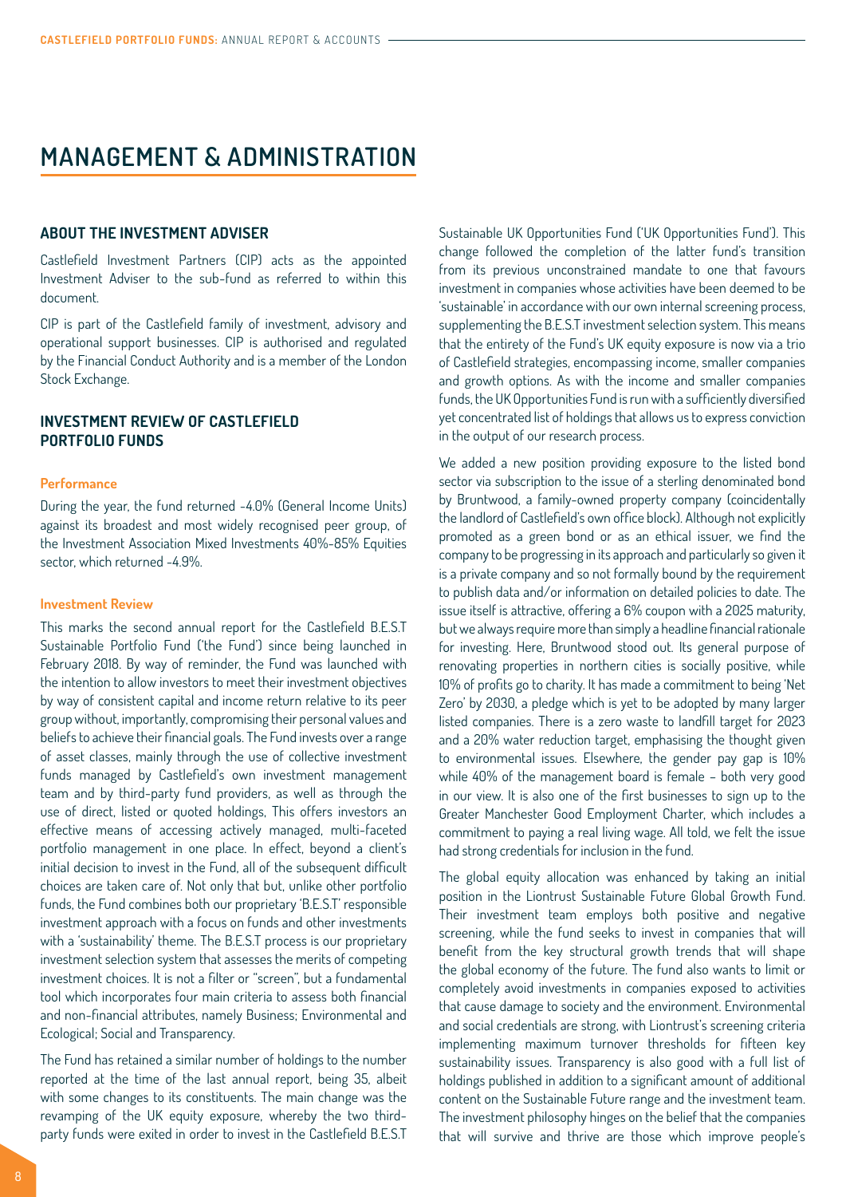# MANAGEMENT & ADMINISTRATION

## ABOUT THE INVESTMENT ADVISER

Castlefield Investment Partners (CIP) acts as the appointed Investment Adviser to the sub-fund as referred to within this document.

CIP is part of the Castlefield family of investment, advisory and operational support businesses. CIP is authorised and regulated by the Financial Conduct Authority and is a member of the London Stock Exchange.

## INVESTMENT REVIEW OF CASTLEFIELD PORTFOLIO FUNDS

### Performance

During the year, the fund returned -4.0% (General Income Units) against its broadest and most widely recognised peer group, of the Investment Association Mixed Investments 40%-85% Equities sector, which returned -4.9%.

### Investment Review

This marks the second annual report for the Castlefield B.E.S.T Sustainable Portfolio Fund ('the Fund') since being launched in February 2018. By way of reminder, the Fund was launched with the intention to allow investors to meet their investment objectives by way of consistent capital and income return relative to its peer group without, importantly, compromising their personal values and beliefs to achieve their financial goals. The Fund invests over a range of asset classes, mainly through the use of collective investment funds managed by Castlefield's own investment management team and by third-party fund providers, as well as through the use of direct, listed or quoted holdings, This offers investors an effective means of accessing actively managed, multi-faceted portfolio management in one place. In effect, beyond a client's initial decision to invest in the Fund, all of the subsequent difficult choices are taken care of. Not only that but, unlike other portfolio funds, the Fund combines both our proprietary 'B.E.S.T' responsible investment approach with a focus on funds and other investments with a 'sustainability' theme. The B.E.S.T process is our proprietary investment selection system that assesses the merits of competing investment choices. It is not a filter or "screen", but a fundamental tool which incorporates four main criteria to assess both financial and non-financial attributes, namely Business; Environmental and Ecological; Social and Transparency.

The Fund has retained a similar number of holdings to the number reported at the time of the last annual report, being 35, albeit with some changes to its constituents. The main change was the revamping of the UK equity exposure, whereby the two third-party funds were exited in order to invest in the Castlefield B.E.S.T Sustainable UK Opportunities Fund ('UK Opportunities Fund'). This change followed the completion of the latter fund's transition from its previous unconstrained mandate to one that favours investment in companies whose activities have been deemed to be 'sustainable' in accordance with our own internal screening process, supplementing the B.E.S.T investment selection system. This means that the entirety of the Fund's UK equity exposure is now via a trio of Castlefield strategies, encompassing income, smaller companies and growth options. As with the income and smaller companies funds, the UK Opportunities Fund is run with a sufficiently diversified yet concentrated list of holdings that allows us to express conviction in the output of our research process.

We added a new position providing exposure to the listed bond sector via subscription to the issue of a sterling denominated bond by Bruntwood, a family-owned property company (coincidentally the landlord of Castlefield's own office block). Although not explicitly promoted as a green bond or as an ethical issuer, we find the company to be progressing in its approach and particularly so given it is a private company and so not formally bound by the requirement to publish data and/or information on detailed policies to date. The issue itself is attractive, offering a 6% coupon with a 2025 maturity, but we always require more than simply a headline financial rationale for investing. Here, Bruntwood stood out. Its general purpose of renovating properties in northern cities is socially positive, while 10% of profits go to charity. It has made a commitment to being 'Net Zero' by 2030, a pledge which is yet to be adopted by many larger listed companies. There is a zero waste to landfill target for 2023 and a 20% water reduction target, emphasising the thought given to environmental issues. Elsewhere, the gender pay gap is 10% while 40% of the management board is female – both very good in our view. It is also one of the first businesses to sign up to the Greater Manchester Good Employment Charter, which includes a commitment to paying a real living wage. All told, we felt the issue had strong credentials for inclusion in the fund.

The global equity allocation was enhanced by taking an initial position in the Liontrust Sustainable Future Global Growth Fund. Their investment team employs both positive and negative screening, while the fund seeks to invest in companies that will benefit from the key structural growth trends that will shape the global economy of the future. The fund also wants to limit or completely avoid investments in companies exposed to activities that cause damage to society and the environment. Environmental and social credentials are strong, with Liontrust's screening criteria implementing maximum turnover thresholds for fifteen key sustainability issues. Transparency is also good with a full list of holdings published in addition to a significant amount of additional content on the Sustainable Future range and the investment team. The investment philosophy hinges on the belief that the companies that will survive and thrive are those which improve people's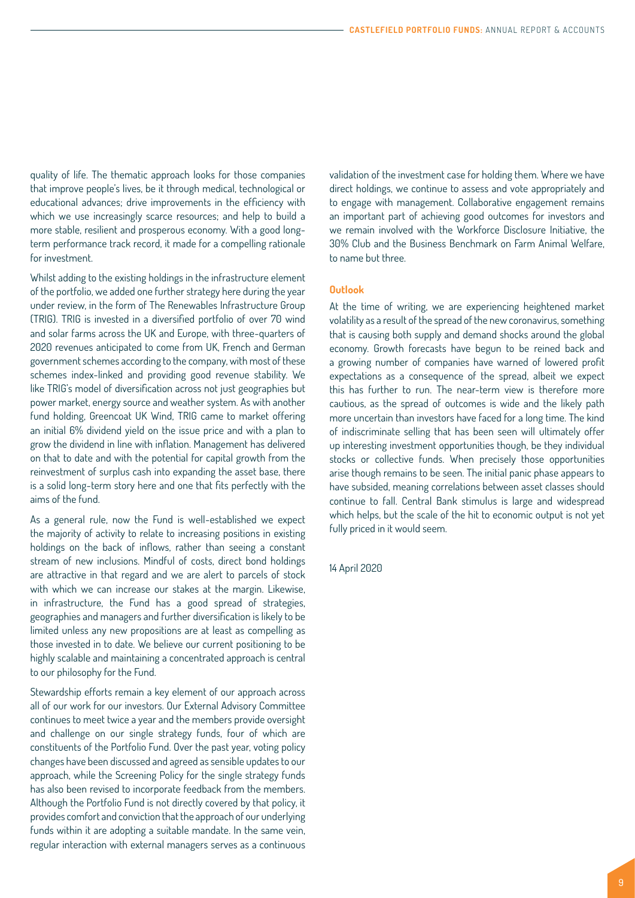quality of life. The thematic approach looks for those companies that improve people's lives, be it through medical, technological or educational advances; drive improvements in the efficiency with which we use increasingly scarce resources; and help to build a more stable, resilient and prosperous economy. With a good long-term performance track record, it made for a compelling rationale for investment.

Whilst adding to the existing holdings in the infrastructure element of the portfolio, we added one further strategy here during the year under review, in the form of The Renewables Infrastructure Group (TRIG). TRIG is invested in a diversified portfolio of over 70 wind and solar farms across the UK and Europe, with three-quarters of 2020 revenues anticipated to come from UK, French and German government schemes according to the company, with most of these schemes index-linked and providing good revenue stability. We like TRIG's model of diversification across not just geographies but power market, energy source and weather system. As with another fund holding, Greencoat UK Wind, TRIG came to market offering an initial 6% dividend yield on the issue price and with a plan to grow the dividend in line with inflation. Management has delivered on that to date and with the potential for capital growth from the reinvestment of surplus cash into expanding the asset base, there is a solid long-term story here and one that fits perfectly with the aims of the fund.

As a general rule, now the Fund is well-established we expect the majority of activity to relate to increasing positions in existing holdings on the back of inflows, rather than seeing a constant stream of new inclusions. Mindful of costs, direct bond holdings are attractive in that regard and we are alert to parcels of stock with which we can increase our stakes at the margin. Likewise, in infrastructure, the Fund has a good spread of strategies, geographies and managers and further diversification is likely to be limited unless any new propositions are at least as compelling as those invested in to date. We believe our current positioning to be highly scalable and maintaining a concentrated approach is central to our philosophy for the Fund.

Stewardship efforts remain a key element of our approach across all of our work for our investors. Our External Advisory Committee continues to meet twice a year and the members provide oversight and challenge on our single strategy funds, four of which are constituents of the Portfolio Fund. Over the past year, voting policy changes have been discussed and agreed as sensible updates to our approach, while the Screening Policy for the single strategy funds has also been revised to incorporate feedback from the members. Although the Portfolio Fund is not directly covered by that policy, it provides comfort and conviction that the approach of our underlying funds within it are adopting a suitable mandate. In the same vein, regular interaction with external managers serves as a continuous validation of the investment case for holding them. Where we have direct holdings, we continue to assess and vote appropriately and to engage with management. Collaborative engagement remains an important part of achieving good outcomes for investors and we remain involved with the Workforce Disclosure Initiative, the 30% Club and the Business Benchmark on Farm Animal Welfare, to name but three.

### Outlook

At the time of writing, we are experiencing heightened market volatility as a result of the spread of the new coronavirus, something that is causing both supply and demand shocks around the global economy. Growth forecasts have begun to be reined back and a growing number of companies have warned of lowered profit expectations as a consequence of the spread, albeit we expect this has further to run. The near-term view is therefore more cautious, as the spread of outcomes is wide and the likely path more uncertain than investors have faced for a long time. The kind of indiscriminate selling that has been seen will ultimately offer up interesting investment opportunities though, be they individual stocks or collective funds. When precisely those opportunities arise though remains to be seen. The initial panic phase appears to have subsided, meaning correlations between asset classes should continue to fall. Central Bank stimulus is large and widespread which helps, but the scale of the hit to economic output is not yet fully priced in it would seem.

14 April 2020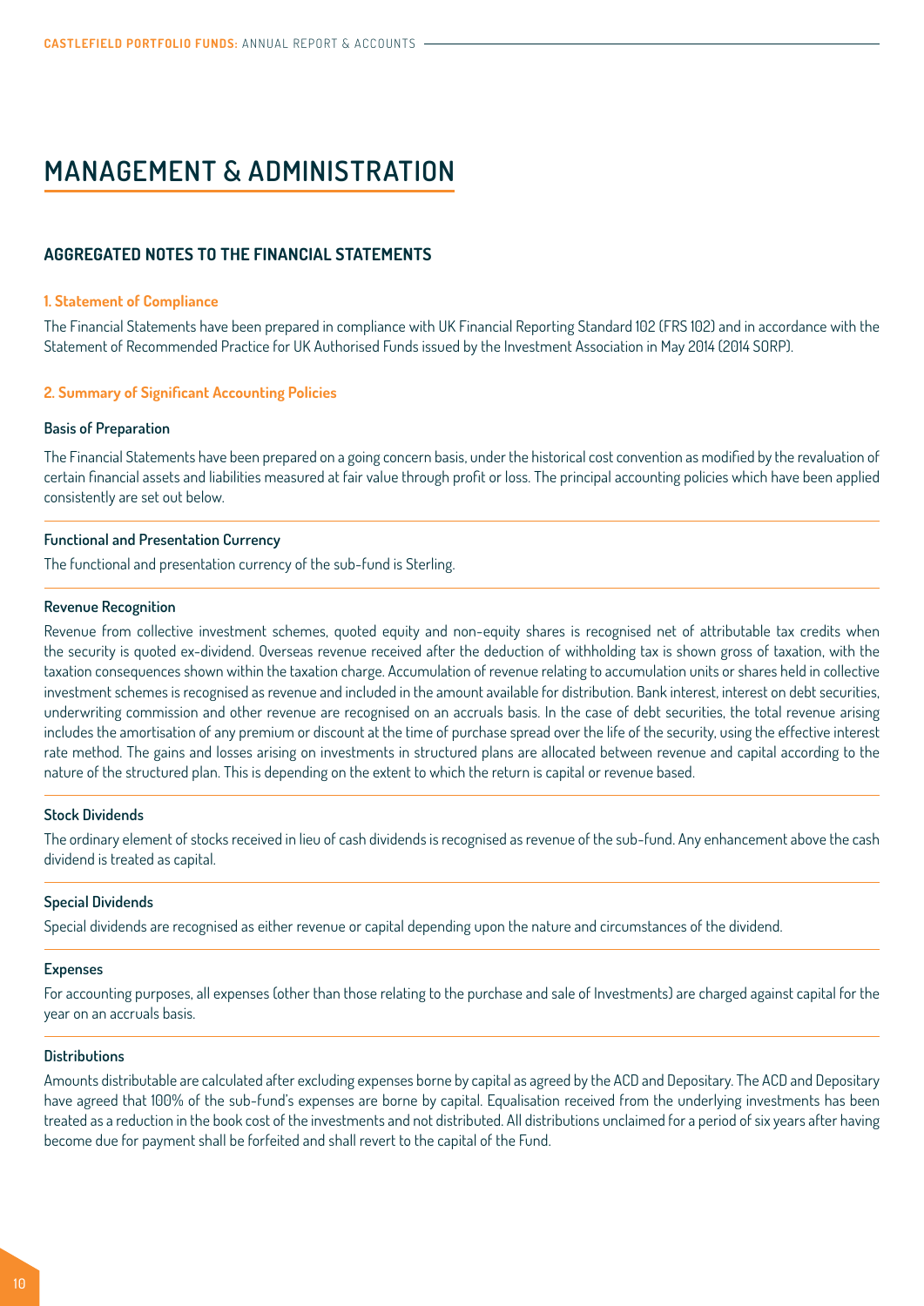# MANAGEMENT & ADMINISTRATION

## AGGREGATED NOTES TO THE FINANCIAL STATEMENTS

### 1. Statement of Compliance

The Financial Statements have been prepared in compliance with UK Financial Reporting Standard 102 (FRS 102) and in accordance with the Statement of Recommended Practice for UK Authorised Funds issued by the Investment Association in May 2014 (2014 SORP).

### 2. Summary of Significant Accounting Policies

**Basis of Preparation**

The Financial Statements have been prepared on a going concern basis, under the historical cost convention as modified by the revaluation of certain financial assets and liabilities measured at fair value through profit or loss. The principal accounting policies which have been applied consistently are set out below.

**Functional and Presentation Currency**

The functional and presentation currency of the sub-fund is Sterling.

**Revenue Recognition**

Revenue from collective investment schemes, quoted equity and non-equity shares is recognised net of attributable tax credits when the security is quoted ex-dividend. Overseas revenue received after the deduction of withholding tax is shown gross of taxation, with the taxation consequences shown within the taxation charge. Accumulation of revenue relating to accumulation units or shares held in collective investment schemes is recognised as revenue and included in the amount available for distribution. Bank interest, interest on debt securities, underwriting commission and other revenue are recognised on an accruals basis. In the case of debt securities, the total revenue arising includes the amortisation of any premium or discount at the time of purchase spread over the life of the security, using the effective interest rate method. The gains and losses arising on investments in structured plans are allocated between revenue and capital according to the nature of the structured plan. This is depending on the extent to which the return is capital or revenue based.

**Stock Dividends**

The ordinary element of stocks received in lieu of cash dividends is recognised as revenue of the sub-fund. Any enhancement above the cash dividend is treated as capital.

**Special Dividends**

Special dividends are recognised as either revenue or capital depending upon the nature and circumstances of the dividend.

**Expenses**

For accounting purposes, all expenses (other than those relating to the purchase and sale of Investments) are charged against capital for the year on an accruals basis.

**Distributions**

Amounts distributable are calculated after excluding expenses borne by capital as agreed by the ACD and Depositary. The ACD and Depositary have agreed that 100% of the sub-fund's expenses are borne by capital. Equalisation received from the underlying investments has been treated as a reduction in the book cost of the investments and not distributed. All distributions unclaimed for a period of six years after having become due for payment shall be forfeited and shall revert to the capital of the Fund.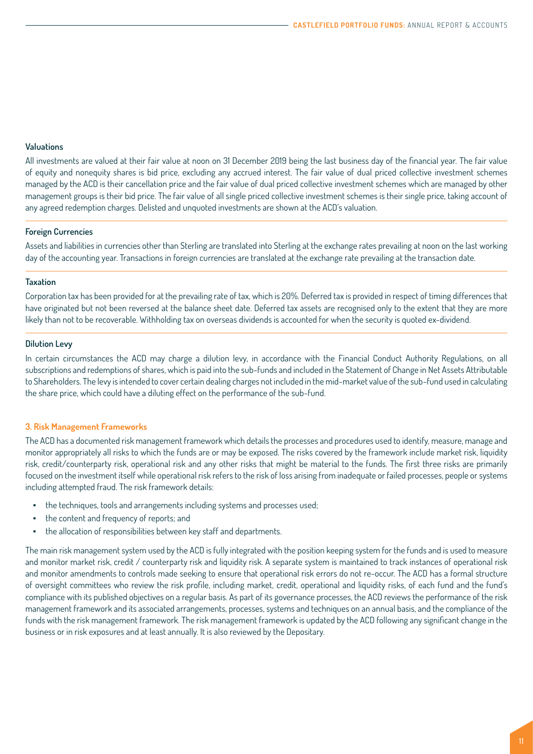#### Valuations

All investments are valued at their fair value at noon on 31 December 2019 being the last business day of the financial year. The fair value of equity and nonequity shares is bid price, excluding any accrued interest. The fair value of dual priced collective investment schemes managed by the ACD is their cancellation price and the fair value of dual priced collective investment schemes which are managed by other management groups is their bid price. The fair value of all single priced collective investment schemes is their single price, taking account of any agreed redemption charges. Delisted and unquoted investments are shown at the ACD's valuation.

#### Foreign Currencies

Assets and liabilities in currencies other than Sterling are translated into Sterling at the exchange rates prevailing at noon on the last working day of the accounting year. Transactions in foreign currencies are translated at the exchange rate prevailing at the transaction date.

#### Taxation

Corporation tax has been provided for at the prevailing rate of tax, which is 20%. Deferred tax is provided in respect of timing differences that have originated but not been reversed at the balance sheet date. Deferred tax assets are recognised only to the extent that they are more likely than not to be recoverable. Withholding tax on overseas dividends is accounted for when the security is quoted ex-dividend.

#### Dilution Levy

In certain circumstances the ACD may charge a dilution levy, in accordance with the Financial Conduct Authority Regulations, on all subscriptions and redemptions of shares, which is paid into the sub-funds and included in the Statement of Change in Net Assets Attributable to Shareholders. The levy is intended to cover certain dealing charges not included in the mid-market value of the sub-fund used in calculating the share price, which could have a diluting effect on the performance of the sub-fund.

### 3. Risk Management Frameworks

The ACD has a documented risk management framework which details the processes and procedures used to identify, measure, manage and monitor appropriately all risks to which the funds are or may be exposed. The risks covered by the framework include market risk, liquidity risk, credit/counterparty risk, operational risk and any other risks that might be material to the funds. The first three risks are primarily focused on the investment itself while operational risk refers to the risk of loss arising from inadequate or failed processes, people or systems including attempted fraud. The risk framework details:

- the techniques, tools and arrangements including systems and processes used;
- the content and frequency of reports; and
- the allocation of responsibilities between key staff and departments.

The main risk management system used by the ACD is fully integrated with the position keeping system for the funds and is used to measure and monitor market risk, credit / counterparty risk and liquidity risk. A separate system is maintained to track instances of operational risk and monitor amendments to controls made seeking to ensure that operational risk errors do not re-occur. The ACD has a formal structure of oversight committees who review the risk profile, including market, credit, operational and liquidity risks, of each fund and the fund's compliance with its published objectives on a regular basis. As part of its governance processes, the ACD reviews the performance of the risk management framework and its associated arrangements, processes, systems and techniques on an annual basis, and the compliance of the funds with the risk management framework. The risk management framework is updated by the ACD following any significant change in the business or in risk exposures and at least annually. It is also reviewed by the Depositary.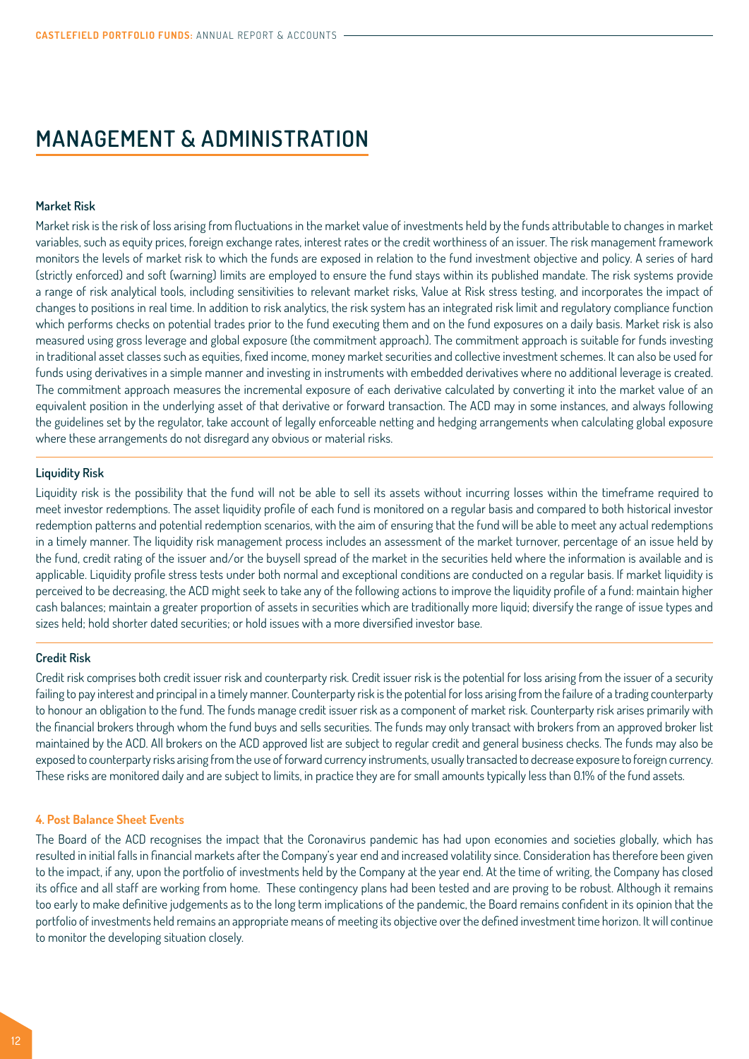# MANAGEMENT & ADMINISTRATION

**Market Risk**

Market risk is the risk of loss arising from fluctuations in the market value of investments held by the funds attributable to changes in market variables, such as equity prices, foreign exchange rates, interest rates or the credit worthiness of an issuer. The risk management framework monitors the levels of market risk to which the funds are exposed in relation to the fund investment objective and policy. A series of hard (strictly enforced) and soft (warning) limits are employed to ensure the fund stays within its published mandate. The risk systems provide a range of risk analytical tools, including sensitivities to relevant market risks, Value at Risk stress testing, and incorporates the impact of changes to positions in real time. In addition to risk analytics, the risk system has an integrated risk limit and regulatory compliance function which performs checks on potential trades prior to the fund executing them and on the fund exposures on a daily basis. Market risk is also measured using gross leverage and global exposure (the commitment approach). The commitment approach is suitable for funds investing in traditional asset classes such as equities, fixed income, money market securities and collective investment schemes. It can also be used for funds using derivatives in a simple manner and investing in instruments with embedded derivatives where no additional leverage is created. The commitment approach measures the incremental exposure of each derivative calculated by converting it into the market value of an equivalent position in the underlying asset of that derivative or forward transaction. The ACD may in some instances, and always following the guidelines set by the regulator, take account of legally enforceable netting and hedging arrangements when calculating global exposure where these arrangements do not disregard any obvious or material risks.

**Liquidity Risk**

Liquidity risk is the possibility that the fund will not be able to sell its assets without incurring losses within the timeframe required to meet investor redemptions. The asset liquidity profile of each fund is monitored on a regular basis and compared to both historical investor redemption patterns and potential redemption scenarios, with the aim of ensuring that the fund will be able to meet any actual redemptions in a timely manner. The liquidity risk management process includes an assessment of the market turnover, percentage of an issue held by the fund, credit rating of the issuer and/or the buysell spread of the market in the securities held where the information is available and is applicable. Liquidity profile stress tests under both normal and exceptional conditions are conducted on a regular basis. If market liquidity is perceived to be decreasing, the ACD might seek to take any of the following actions to improve the liquidity profile of a fund: maintain higher cash balances; maintain a greater proportion of assets in securities which are traditionally more liquid; diversify the range of issue types and sizes held; hold shorter dated securities; or hold issues with a more diversified investor base.

**Credit Risk**

Credit risk comprises both credit issuer risk and counterparty risk. Credit issuer risk is the potential for loss arising from the issuer of a security failing to pay interest and principal in a timely manner. Counterparty risk is the potential for loss arising from the failure of a trading counterparty to honour an obligation to the fund. The funds manage credit issuer risk as a component of market risk. Counterparty risk arises primarily with the financial brokers through whom the fund buys and sells securities. The funds may only transact with brokers from an approved broker list maintained by the ACD. All brokers on the ACD approved list are subject to regular credit and general business checks. The funds may also be exposed to counterparty risks arising from the use of forward currency instruments, usually transacted to decrease exposure to foreign currency. These risks are monitored daily and are subject to limits, in practice they are for small amounts typically less than 0.1% of the fund assets.

**4. Post Balance Sheet Events**

The Board of the ACD recognises the impact that the Coronavirus pandemic has had upon economies and societies globally, which has resulted in initial falls in financial markets after the Company's year end and increased volatility since. Consideration has therefore been given to the impact, if any, upon the portfolio of investments held by the Company at the year end. At the time of writing, the Company has closed its office and all staff are working from home. These contingency plans had been tested and are proving to be robust. Although it remains too early to make definitive judgements as to the long term implications of the pandemic, the Board remains confident in its opinion that the portfolio of investments held remains an appropriate means of meeting its objective over the defined investment time horizon. It will continue to monitor the developing situation closely.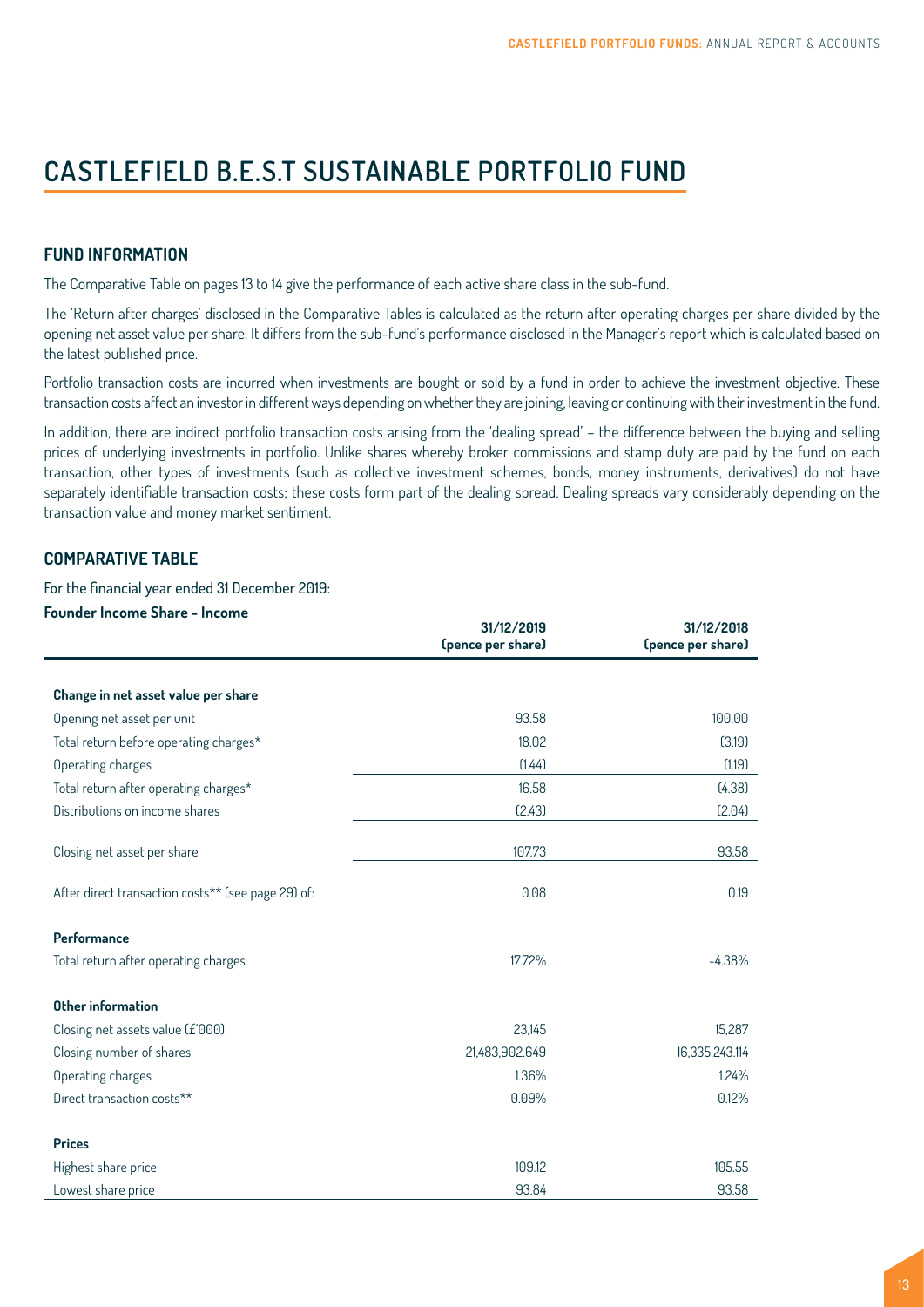# CASTLEFIELD B.E.S.T SUSTAINABLE PORTFOLIO FUND

## FUND INFORMATION

The Comparative Table on pages 13 to 14 give the performance of each active share class in the sub-fund.

The 'Return after charges' disclosed in the Comparative Tables is calculated as the return after operating charges per share divided by the opening net asset value per share. It differs from the sub-fund's performance disclosed in the Manager's report which is calculated based on the latest published price.

Portfolio transaction costs are incurred when investments are bought or sold by a fund in order to achieve the investment objective. These transaction costs affect an investor in different ways depending on whether they are joining, leaving or continuing with their investment in the fund.

In addition, there are indirect portfolio transaction costs arising from the 'dealing spread' – the difference between the buying and selling prices of underlying investments in portfolio. Unlike shares whereby broker commissions and stamp duty are paid by the fund on each transaction, other types of investments (such as collective investment schemes, bonds, money instruments, derivatives) do not have separately identifiable transaction costs; these costs form part of the dealing spread. Dealing spreads vary considerably depending on the transaction value and money market sentiment.

## COMPARATIVE TABLE

For the financial year ended 31 December 2019:

**Founder Income Share - Income**

| | 31/12/2019 (pence per share) | 31/12/2018 (pence per share) |
|---|---|---|
| **Change in net asset value per share** | | |
| Opening net asset per unit | 93.58 | 100.00 |
| Total return before operating charges* | 18.02 | (3.19) |
| Operating charges | (1.44) | (1.19) |
| Total return after operating charges* | 16.58 | (4.38) |
| Distributions on income shares | (2.43) | (2.04) |
| Closing net asset per share | 107.73 | 93.58 |
| After direct transaction costs** (see page 29) of: | 0.08 | 0.19 |
| **Performance** | | |
| Total return after operating charges | 17.72% | -4.38% |
| **Other information** | | |
| Closing net assets value (£'000) | 23,145 | 15,287 |
| Closing number of shares | 21,483,902.649 | 16,335,243.114 |
| Operating charges | 1.36% | 1.24% |
| Direct transaction costs** | 0.09% | 0.12% |
| **Prices** | | |
| Highest share price | 109.12 | 105.55 |
| Lowest share price | 93.84 | 93.58 |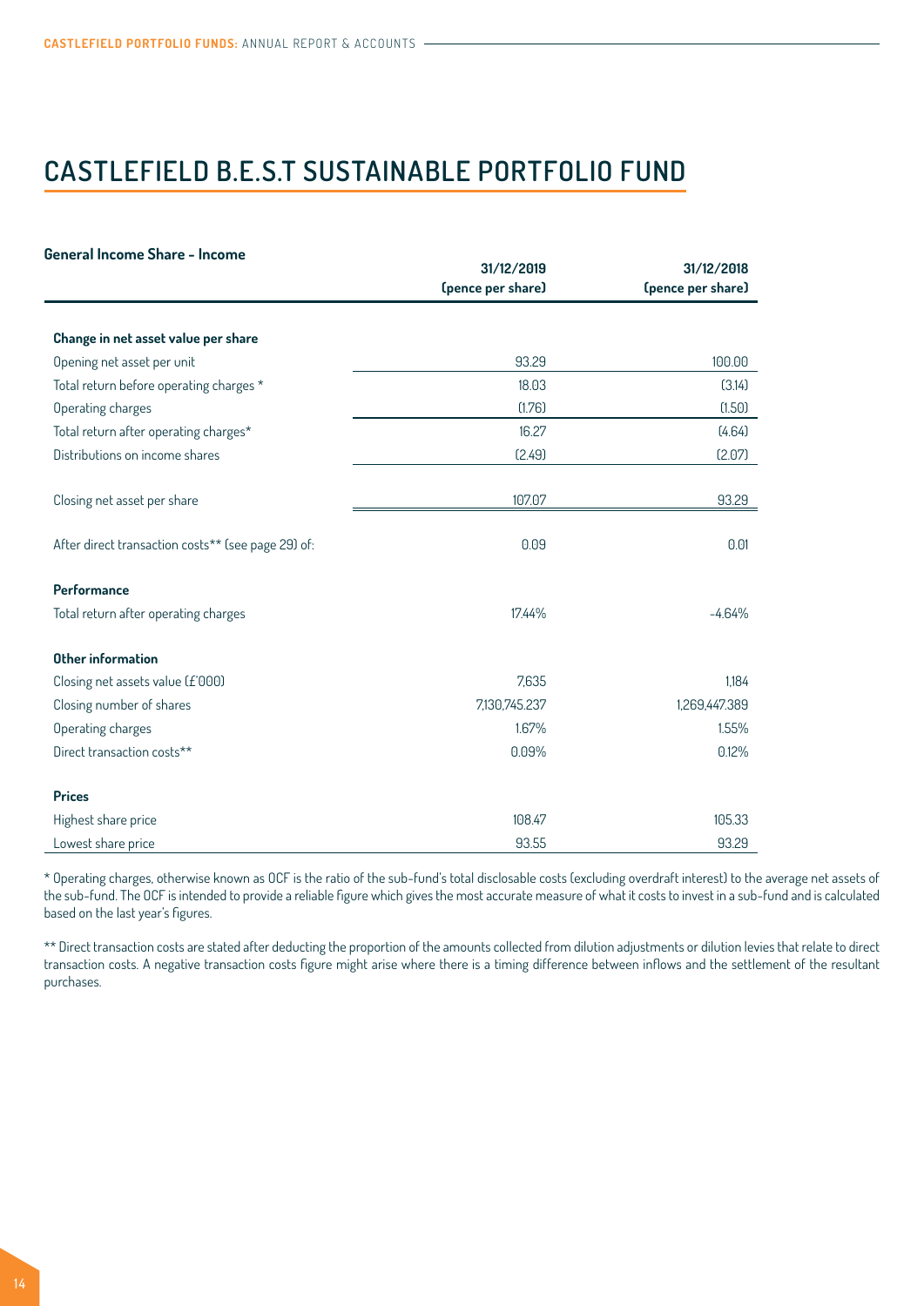# CASTLEFIELD B.E.S.T SUSTAINABLE PORTFOLIO FUND

| General Income Share - Income | 31/12/2019 (pence per share) | 31/12/2018 (pence per share) |
|---|---|---|
| **Change in net asset value per share** | | |
| Opening net asset per unit | 93.29 | 100.00 |
| Total return before operating charges * | 18.03 | (3.14) |
| Operating charges | (1.76) | (1.50) |
| Total return after operating charges* | 16.27 | (4.64) |
| Distributions on income shares | (2.49) | (2.07) |
| Closing net asset per share | 107.07 | 93.29 |
| After direct transaction costs** (see page 29) of: | 0.09 | 0.01 |
| **Performance** | | |
| Total return after operating charges | 17.44% | -4.64% |
| **Other information** | | |
| Closing net assets value (£'000) | 7,635 | 1,184 |
| Closing number of shares | 7,130,745.237 | 1,269,447.389 |
| Operating charges | 1.67% | 1.55% |
| Direct transaction costs** | 0.09% | 0.12% |
| **Prices** | | |
| Highest share price | 108.47 | 105.33 |
| Lowest share price | 93.55 | 93.29 |

* Operating charges, otherwise known as OCF is the ratio of the sub-fund's total disclosable costs (excluding overdraft interest) to the average net assets of the sub-fund. The OCF is intended to provide a reliable figure which gives the most accurate measure of what it costs to invest in a sub-fund and is calculated based on the last year's figures.

** Direct transaction costs are stated after deducting the proportion of the amounts collected from dilution adjustments or dilution levies that relate to direct transaction costs. A negative transaction costs figure might arise where there is a timing difference between inflows and the settlement of the resultant purchases.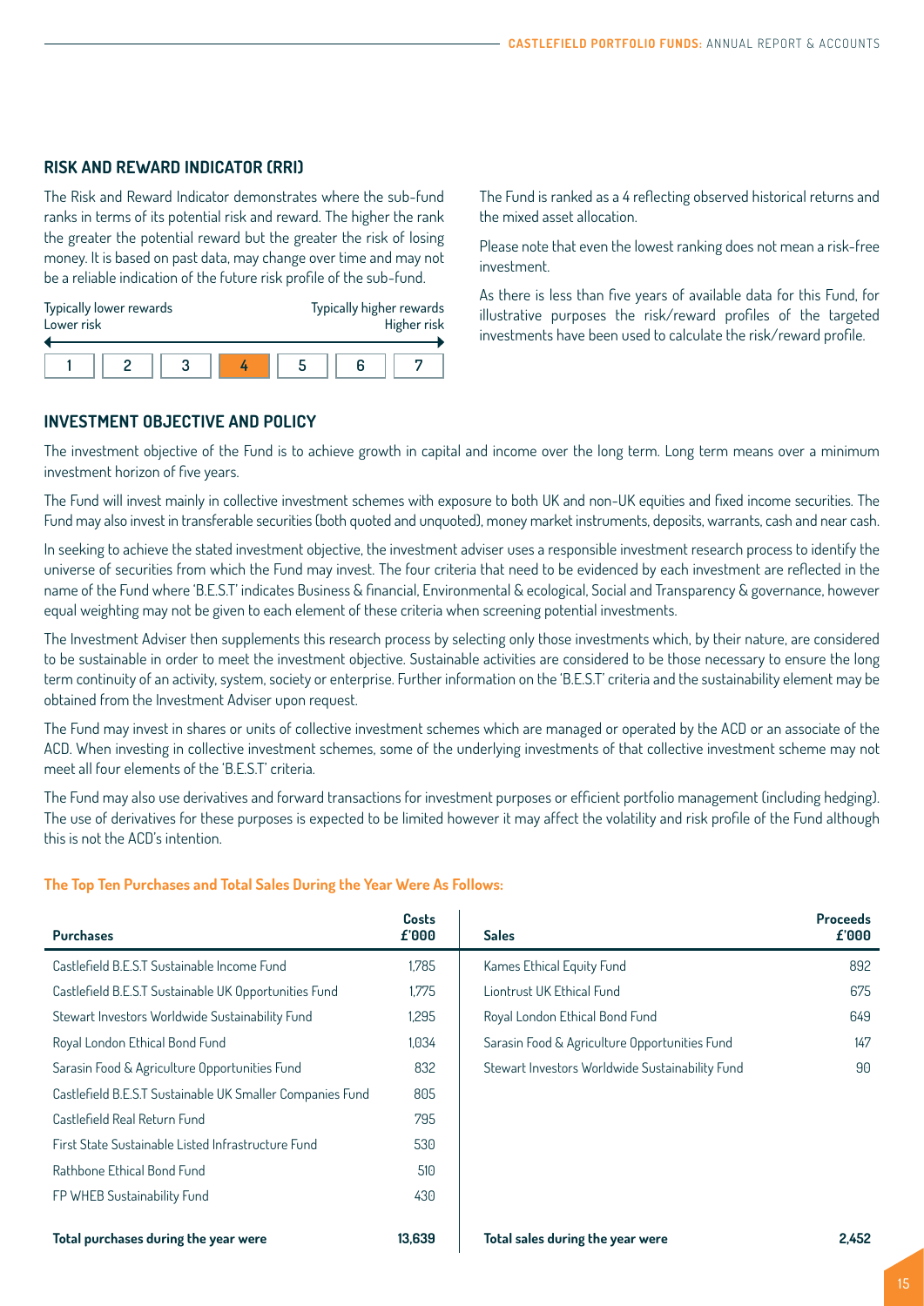## RISK AND REWARD INDICATOR (RRI)

The Risk and Reward Indicator demonstrates where the sub-fund ranks in terms of its potential risk and reward. The higher the rank the greater the potential reward but the greater the risk of losing money. It is based on past data, may change over time and may not be a reliable indication of the future risk profile of the sub-fund.

| Typically lower rewards<br>Lower risk | | | | | | Typically higher rewards<br>Higher risk |
|---|---|---|---|---|---|---|
| 1 | 2 | 3 | **4** | 5 | 6 | 7 |

The Fund is ranked as a 4 reflecting observed historical returns and the mixed asset allocation.

Please note that even the lowest ranking does not mean a risk-free investment.

As there is less than five years of available data for this Fund, for illustrative purposes the risk/reward profiles of the targeted investments have been used to calculate the risk/reward profile.

## INVESTMENT OBJECTIVE AND POLICY

The investment objective of the Fund is to achieve growth in capital and income over the long term. Long term means over a minimum investment horizon of five years.

The Fund will invest mainly in collective investment schemes with exposure to both UK and non-UK equities and fixed income securities. The Fund may also invest in transferable securities (both quoted and unquoted), money market instruments, deposits, warrants, cash and near cash.

In seeking to achieve the stated investment objective, the investment adviser uses a responsible investment research process to identify the universe of securities from which the Fund may invest. The four criteria that need to be evidenced by each investment are reflected in the name of the Fund where 'B.E.S.T' indicates Business & financial, Environmental & ecological, Social and Transparency & governance, however equal weighting may not be given to each element of these criteria when screening potential investments.

The Investment Adviser then supplements this research process by selecting only those investments which, by their nature, are considered to be sustainable in order to meet the investment objective. Sustainable activities are considered to be those necessary to ensure the long term continuity of an activity, system, society or enterprise. Further information on the 'B.E.S.T' criteria and the sustainability element may be obtained from the Investment Adviser upon request.

The Fund may invest in shares or units of collective investment schemes which are managed or operated by the ACD or an associate of the ACD. When investing in collective investment schemes, some of the underlying investments of that collective investment scheme may not meet all four elements of the 'B.E.S.T' criteria.

The Fund may also use derivatives and forward transactions for investment purposes or efficient portfolio management (including hedging). The use of derivatives for these purposes is expected to be limited however it may affect the volatility and risk profile of the Fund although this is not the ACD's intention.

### The Top Ten Purchases and Total Sales During the Year Were As Follows:

| Purchases | Costs £'000 | Sales | Proceeds £'000 |
|---|---|---|---|
| Castlefield B.E.S.T Sustainable Income Fund | 1,785 | Kames Ethical Equity Fund | 892 |
| Castlefield B.E.S.T Sustainable UK Opportunities Fund | 1,775 | Liontrust UK Ethical Fund | 675 |
| Stewart Investors Worldwide Sustainability Fund | 1,295 | Royal London Ethical Bond Fund | 649 |
| Royal London Ethical Bond Fund | 1,034 | Sarasin Food & Agriculture Opportunities Fund | 147 |
| Sarasin Food & Agriculture Opportunities Fund | 832 | Stewart Investors Worldwide Sustainability Fund | 90 |
| Castlefield B.E.S.T Sustainable UK Smaller Companies Fund | 805 | | |
| Castlefield Real Return Fund | 795 | | |
| First State Sustainable Listed Infrastructure Fund | 530 | | |
| Rathbone Ethical Bond Fund | 510 | | |
| FP WHEB Sustainability Fund | 430 | | |
| **Total purchases during the year were** | **13,639** | **Total sales during the year were** | **2,452** |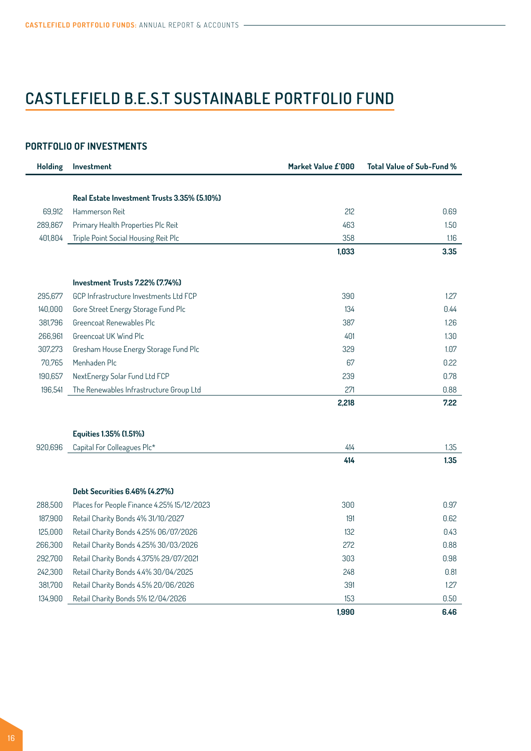# CASTLEFIELD B.E.S.T SUSTAINABLE PORTFOLIO FUND

## PORTFOLIO OF INVESTMENTS

| Holding | Investment | Market Value £'000 | Total Value of Sub-Fund % |
|---|---|---|---|
| | **Real Estate Investment Trusts 3.35% (5.10%)** | | |
| 69,912 | Hammerson Reit | 212 | 0.69 |
| 289,867 | Primary Health Properties Plc Reit | 463 | 1.50 |
| 401,804 | Triple Point Social Housing Reit Plc | 358 | 1.16 |
| | | **1,033** | **3.35** |
| | **Investment Trusts 7.22% (7.74%)** | | |
| 295,677 | GCP Infrastructure Investments Ltd FCP | 390 | 1.27 |
| 140,000 | Gore Street Energy Storage Fund Plc | 134 | 0.44 |
| 381,796 | Greencoat Renewables Plc | 387 | 1.26 |
| 266,961 | Greencoat UK Wind Plc | 401 | 1.30 |
| 307,273 | Gresham House Energy Storage Fund Plc | 329 | 1.07 |
| 70,765 | Menhaden Plc | 67 | 0.22 |
| 190,657 | NextEnergy Solar Fund Ltd FCP | 239 | 0.78 |
| 196,541 | The Renewables Infrastructure Group Ltd | 271 | 0.88 |
| | | **2,218** | **7.22** |
| | **Equities 1.35% (1.51%)** | | |
| 920,696 | Capital For Colleagues Plc* | 414 | 1.35 |
| | | **414** | **1.35** |
| | **Debt Securities 6.46% (4.27%)** | | |
| 288,500 | Places for People Finance 4.25% 15/12/2023 | 300 | 0.97 |
| 187,900 | Retail Charity Bonds 4% 31/10/2027 | 191 | 0.62 |
| 125,000 | Retail Charity Bonds 4.25% 06/07/2026 | 132 | 0.43 |
| 266,300 | Retail Charity Bonds 4.25% 30/03/2026 | 272 | 0.88 |
| 292,700 | Retail Charity Bonds 4.375% 29/07/2021 | 303 | 0.98 |
| 242,300 | Retail Charity Bonds 4.4% 30/04/2025 | 248 | 0.81 |
| 381,700 | Retail Charity Bonds 4.5% 20/06/2026 | 391 | 1.27 |
| 134,900 | Retail Charity Bonds 5% 12/04/2026 | 153 | 0.50 |
| | | **1,990** | **6.46** |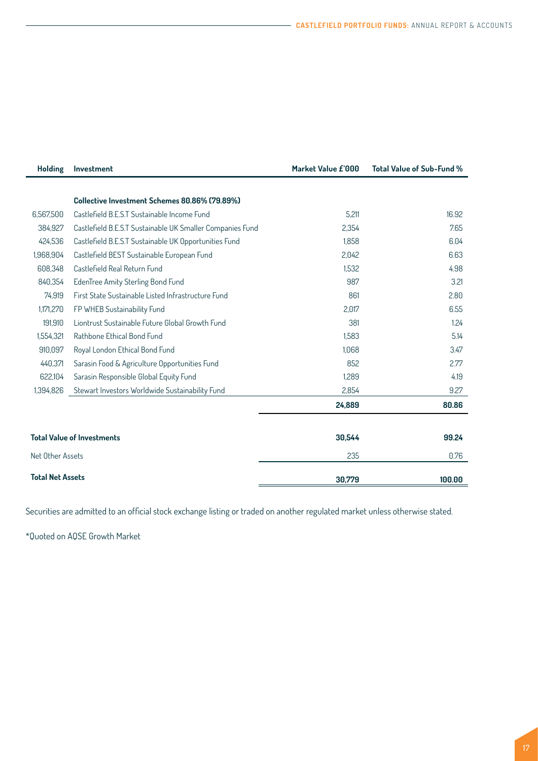| Holding | Investment | Market Value £'000 | Total Value of Sub-Fund % |
|---|---|---|---|
| | **Collective Investment Schemes 80.86% (79.89%)** | | |
| 6,567,500 | Castlefield B.E.S.T Sustainable Income Fund | 5,211 | 16.92 |
| 384,927 | Castlefield B.E.S.T Sustainable UK Smaller Companies Fund | 2,354 | 7.65 |
| 424,536 | Castlefield B.E.S.T Sustainable UK Opportunities Fund | 1,858 | 6.04 |
| 1,968,904 | Castlefield BEST Sustainable European Fund | 2,042 | 6.63 |
| 608,348 | Castlefield Real Return Fund | 1,532 | 4.98 |
| 840,354 | EdenTree Amity Sterling Bond Fund | 987 | 3.21 |
| 74,919 | First State Sustainable Listed Infrastructure Fund | 861 | 2.80 |
| 1,171,270 | FP WHEB Sustainability Fund | 2,017 | 6.55 |
| 191,910 | Liontrust Sustainable Future Global Growth Fund | 381 | 1.24 |
| 1,554,321 | Rathbone Ethical Bond Fund | 1,583 | 5.14 |
| 910,097 | Royal London Ethical Bond Fund | 1,068 | 3.47 |
| 440,371 | Sarasin Food & Agriculture Opportunities Fund | 852 | 2.77 |
| 622,104 | Sarasin Responsible Global Equity Fund | 1,289 | 4.19 |
| 1,394,826 | Stewart Investors Worldwide Sustainability Fund | 2,854 | 9.27 |
| | | **24,889** | **80.86** |
| **Total Value of Investments** | | **30,544** | **99.24** |
| Net Other Assets | | 235 | 0.76 |
| **Total Net Assets** | | **30,779** | **100.00** |

Securities are admitted to an official stock exchange listing or traded on another regulated market unless otherwise stated.

*Quoted on AQSE Growth Market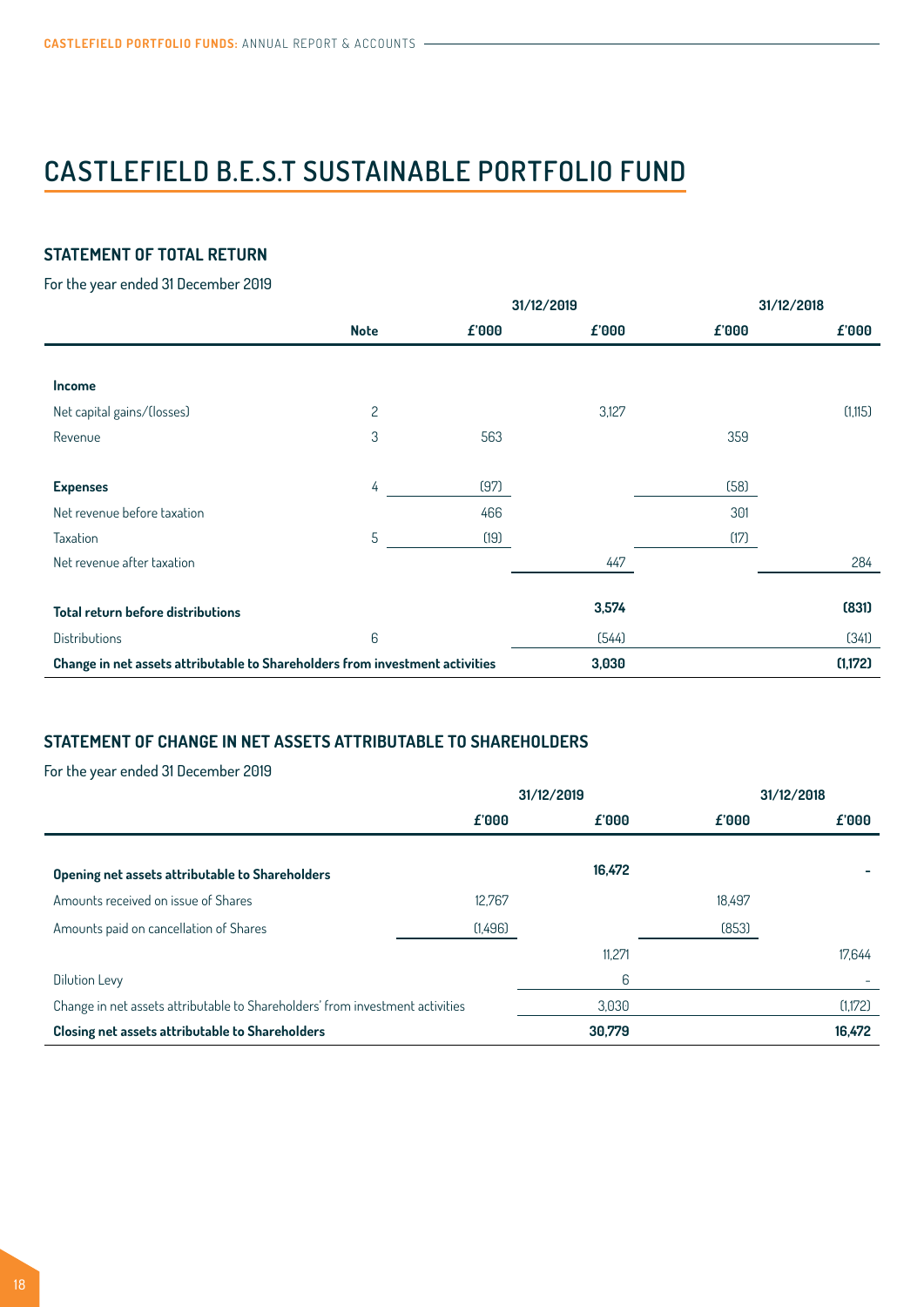# CASTLEFIELD B.E.S.T SUSTAINABLE PORTFOLIO FUND

## STATEMENT OF TOTAL RETURN

For the year ended 31 December 2019

| | | 31/12/2019 | | 31/12/2018 | |
|---|---|---|---|---|---|
| | **Note** | **£'000** | **£'000** | **£'000** | **£'000** |
| **Income** | | | | | |
| Net capital gains/(losses) | 2 | | 3,127 | | (1,115) |
| Revenue | 3 | 563 | | 359 | |
| **Expenses** | 4 | (97) | | (58) | |
| Net revenue before taxation | | 466 | | 301 | |
| Taxation | 5 | (19) | | (17) | |
| Net revenue after taxation | | | 447 | | 284 |
| **Total return before distributions** | | | **3,574** | | **(831)** |
| Distributions | 6 | | (544) | | (341) |
| **Change in net assets attributable to Shareholders from investment activities** | | | **3,030** | | **(1,172)** |

## STATEMENT OF CHANGE IN NET ASSETS ATTRIBUTABLE TO SHAREHOLDERS

For the year ended 31 December 2019

| | 31/12/2019 | | 31/12/2018 | |
|---|---|---|---|---|
| | **£'000** | **£'000** | **£'000** | **£'000** |
| **Opening net assets attributable to Shareholders** | | **16,472** | | **-** |
| Amounts received on issue of Shares | 12,767 | | 18,497 | |
| Amounts paid on cancellation of Shares | (1,496) | | (853) | |
| | | 11,271 | | 17,644 |
| Dilution Levy | | 6 | | - |
| Change in net assets attributable to Shareholders' from investment activities | | 3,030 | | (1,172) |
| **Closing net assets attributable to Shareholders** | | **30,779** | | **16,472** |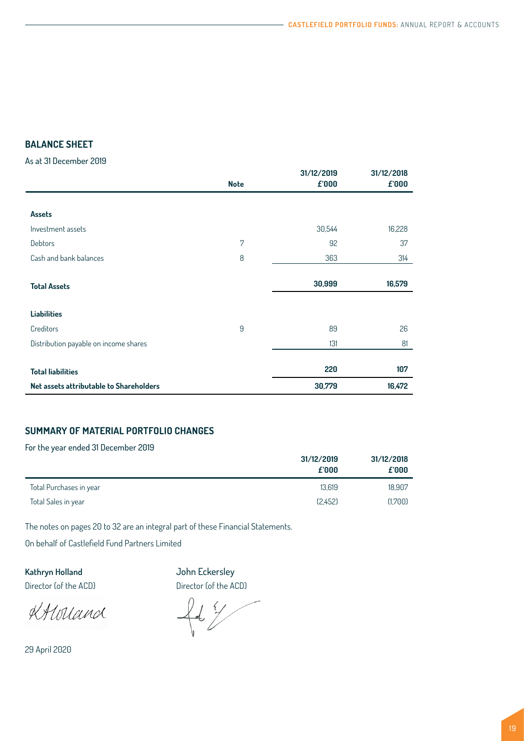## BALANCE SHEET

As at 31 December 2019

| | Note | 31/12/2019 £'000 | 31/12/2018 £'000 |
|---|---|---|---|
| **Assets** | | | |
| Investment assets | | 30,544 | 16,228 |
| Debtors | 7 | 92 | 37 |
| Cash and bank balances | 8 | 363 | 314 |
| **Total Assets** | | **30,999** | **16,579** |
| **Liabilities** | | | |
| Creditors | 9 | 89 | 26 |
| Distribution payable on income shares | | 131 | 81 |
| **Total liabilities** | | **220** | **107** |
| **Net assets attributable to Shareholders** | | **30,779** | **16,472** |

## SUMMARY OF MATERIAL PORTFOLIO CHANGES

For the year ended 31 December 2019

| | 31/12/2019 £'000 | 31/12/2018 £'000 |
|---|---|---|
| Total Purchases in year | 13,619 | 18,907 |
| Total Sales in year | (2,452) | (1,700) |

The notes on pages 20 to 32 are an integral part of these Financial Statements.

On behalf of Castlefield Fund Partners Limited

**Kathryn Holland**
Director (of the ACD)

John Eckersley
Director (of the ACD)

29 April 2020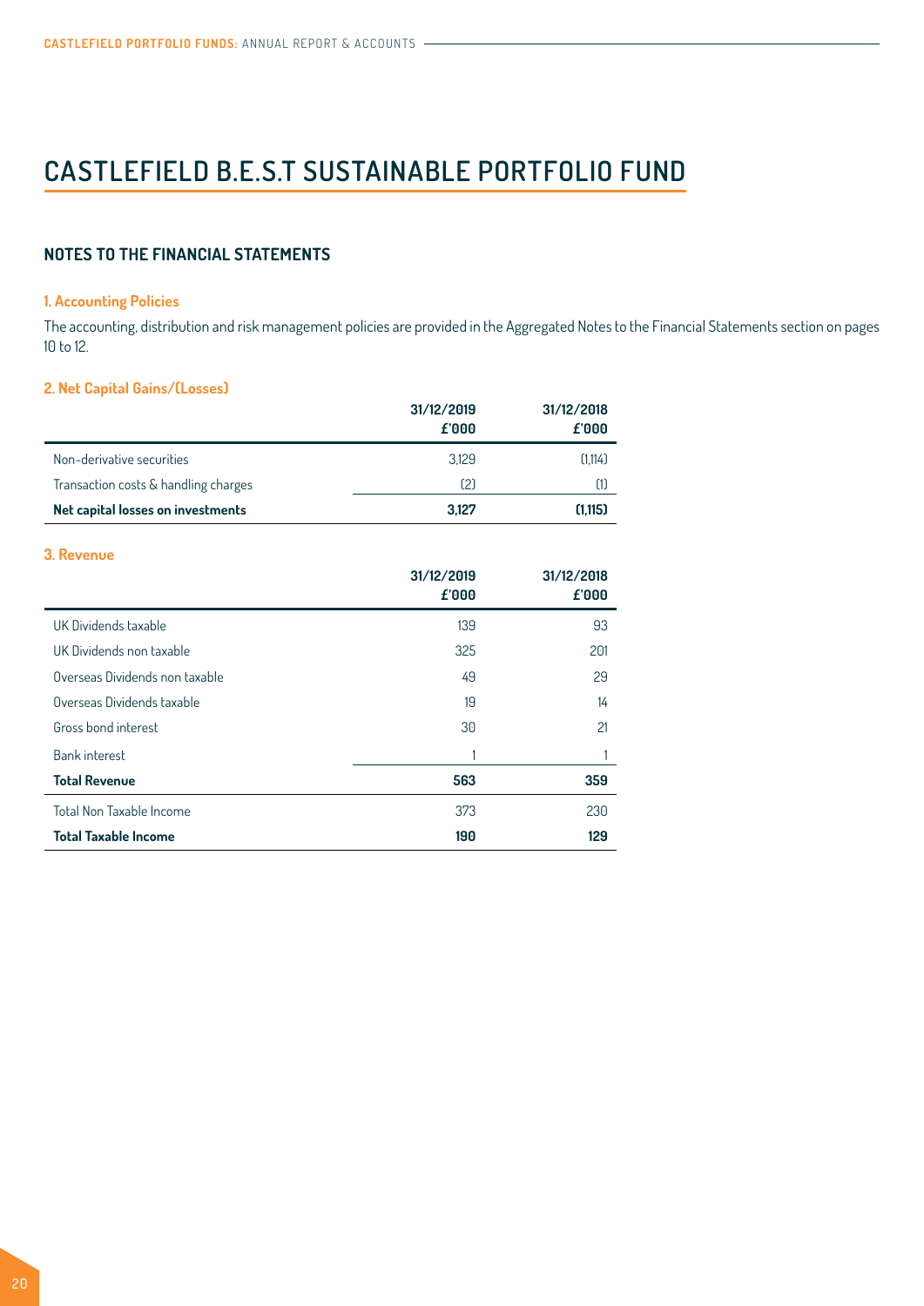# CASTLEFIELD B.E.S.T SUSTAINABLE PORTFOLIO FUND

## NOTES TO THE FINANCIAL STATEMENTS

### 1. Accounting Policies

The accounting, distribution and risk management policies are provided in the Aggregated Notes to the Financial Statements section on pages 10 to 12.

### 2. Net Capital Gains/(Losses)

| | 31/12/2019 £'000 | 31/12/2018 £'000 |
|---|---|---|
| Non-derivative securities | 3,129 | (1,114) |
| Transaction costs & handling charges | (2) | (1) |
| **Net capital losses on investments** | **3,127** | **(1,115)** |

### 3. Revenue

| | 31/12/2019 £'000 | 31/12/2018 £'000 |
|---|---|---|
| UK Dividends taxable | 139 | 93 |
| UK Dividends non taxable | 325 | 201 |
| Overseas Dividends non taxable | 49 | 29 |
| Overseas Dividends taxable | 19 | 14 |
| Gross bond interest | 30 | 21 |
| Bank interest | 1 | 1 |
| **Total Revenue** | **563** | **359** |
| Total Non Taxable Income | 373 | 230 |
| **Total Taxable Income** | **190** | **129** |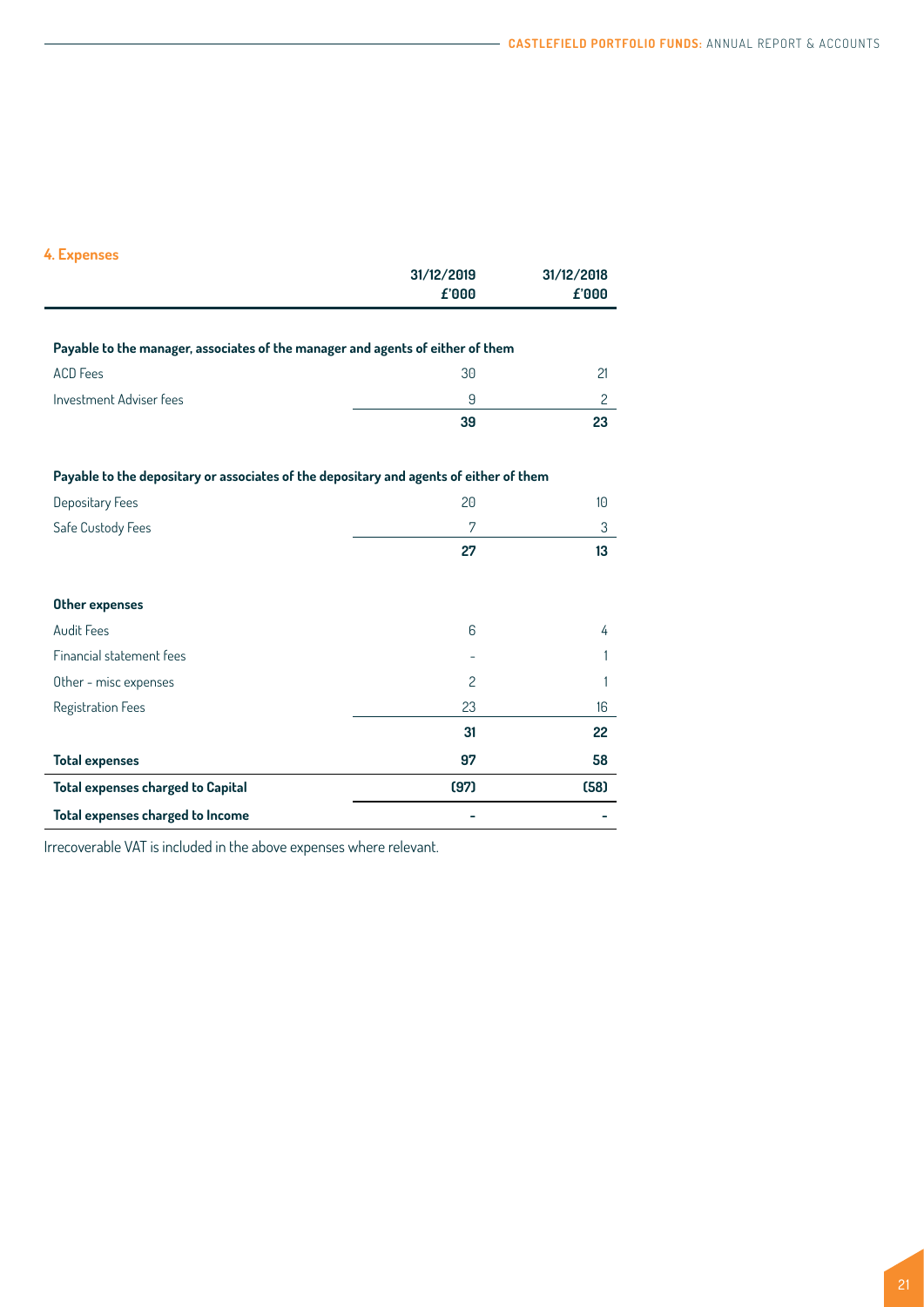## 4. Expenses

| | 31/12/2019<br>£'000 | 31/12/2018<br>£'000 |
|---|---|---|
| **Payable to the manager, associates of the manager and agents of either of them** | | |
| ACD Fees | 30 | 21 |
| Investment Adviser fees | 9 | 2 |
| | **39** | **23** |
| **Payable to the depositary or associates of the depositary and agents of either of them** | | |
| Depositary Fees | 20 | 10 |
| Safe Custody Fees | 7 | 3 |
| | **27** | **13** |
| **Other expenses** | | |
| Audit Fees | 6 | 4 |
| Financial statement fees | - | 1 |
| Other - misc expenses | 2 | 1 |
| Registration Fees | 23 | 16 |
| | **31** | **22** |
| **Total expenses** | **97** | **58** |
| **Total expenses charged to Capital** | **(97)** | **(58)** |
| **Total expenses charged to Income** | **-** | **-** |

Irrecoverable VAT is included in the above expenses where relevant.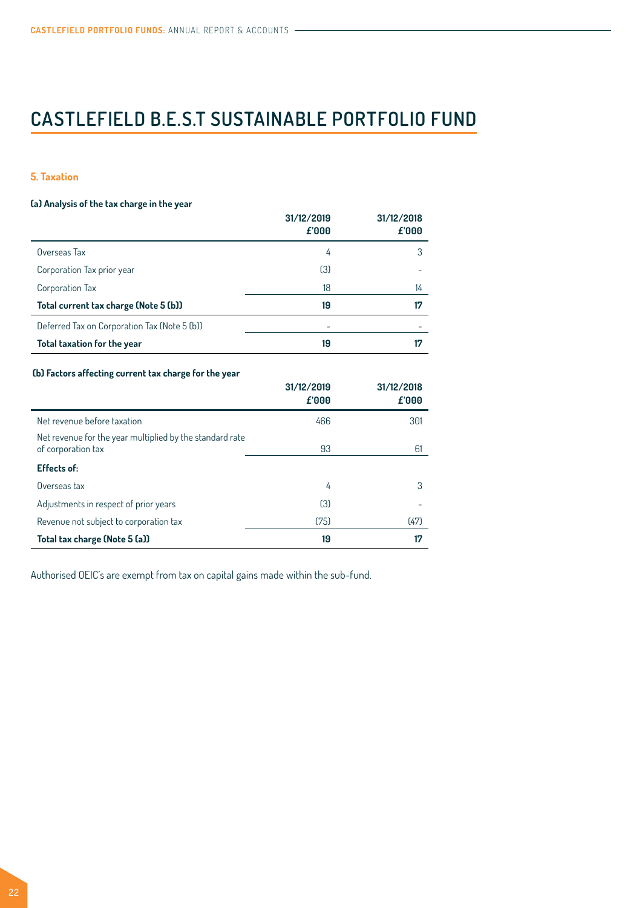# CASTLEFIELD B.E.S.T SUSTAINABLE PORTFOLIO FUND

### 5. Taxation

**(a) Analysis of the tax charge in the year**

| | 31/12/2019 £'000 | 31/12/2018 £'000 |
|---|---|---|
| Overseas Tax | 4 | 3 |
| Corporation Tax prior year | (3) | - |
| Corporation Tax | 18 | 14 |
| **Total current tax charge (Note 5 (b))** | **19** | **17** |
| Deferred Tax on Corporation Tax (Note 5 (b)) | - | - |
| **Total taxation for the year** | **19** | **17** |

**(b) Factors affecting current tax charge for the year**

| | 31/12/2019 £'000 | 31/12/2018 £'000 |
|---|---|---|
| Net revenue before taxation | 466 | 301 |
| Net revenue for the year multiplied by the standard rate of corporation tax | 93 | 61 |
| **Effects of:** | | |
| Overseas tax | 4 | 3 |
| Adjustments in respect of prior years | (3) | - |
| Revenue not subject to corporation tax | (75) | (47) |
| **Total tax charge (Note 5 (a))** | **19** | **17** |

Authorised OEIC's are exempt from tax on capital gains made within the sub-fund.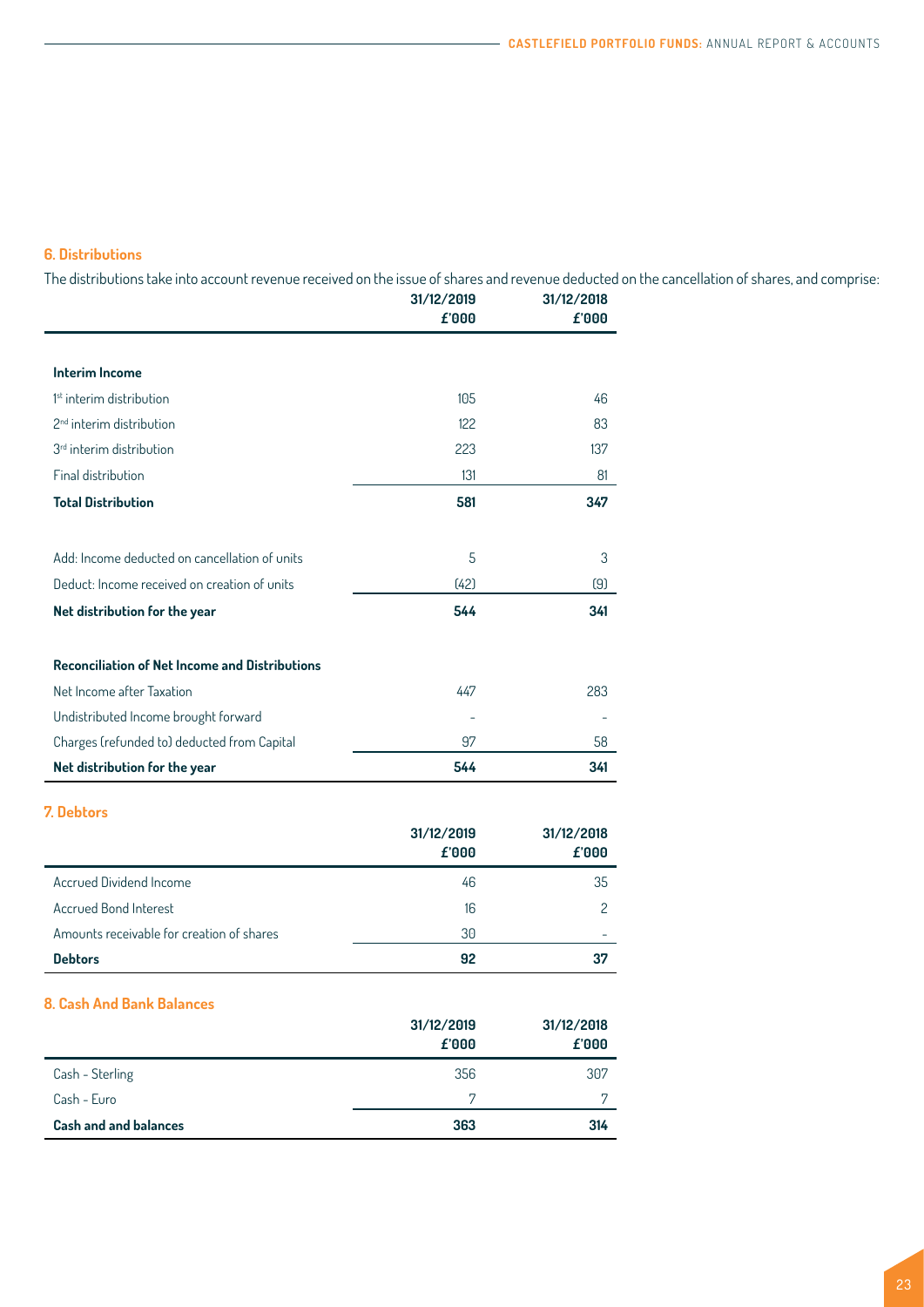## 6. Distributions

The distributions take into account revenue received on the issue of shares and revenue deducted on the cancellation of shares, and comprise:

| | 31/12/2019<br>£'000 | 31/12/2018<br>£'000 |
|---|---|---|
| **Interim Income** | | |
| 1st interim distribution | 105 | 46 |
| 2nd interim distribution | 122 | 83 |
| 3rd interim distribution | 223 | 137 |
| Final distribution | 131 | 81 |
| **Total Distribution** | **581** | **347** |
| Add: Income deducted on cancellation of units | 5 | 3 |
| Deduct: Income received on creation of units | (42) | (9) |
| **Net distribution for the year** | **544** | **341** |
| **Reconciliation of Net Income and Distributions** | | |
| Net Income after Taxation | 447 | 283 |
| Undistributed Income brought forward | - | - |
| Charges (refunded to) deducted from Capital | 97 | 58 |
| **Net distribution for the year** | **544** | **341** |

## 7. Debtors

| | 31/12/2019<br>£'000 | 31/12/2018<br>£'000 |
|---|---|---|
| Accrued Dividend Income | 46 | 35 |
| Accrued Bond Interest | 16 | 2 |
| Amounts receivable for creation of shares | 30 | - |
| **Debtors** | **92** | **37** |

## 8. Cash And Bank Balances

| | 31/12/2019<br>£'000 | 31/12/2018<br>£'000 |
|---|---|---|
| Cash - Sterling | 356 | 307 |
| Cash - Euro | 7 | 7 |
| **Cash and and balances** | **363** | **314** |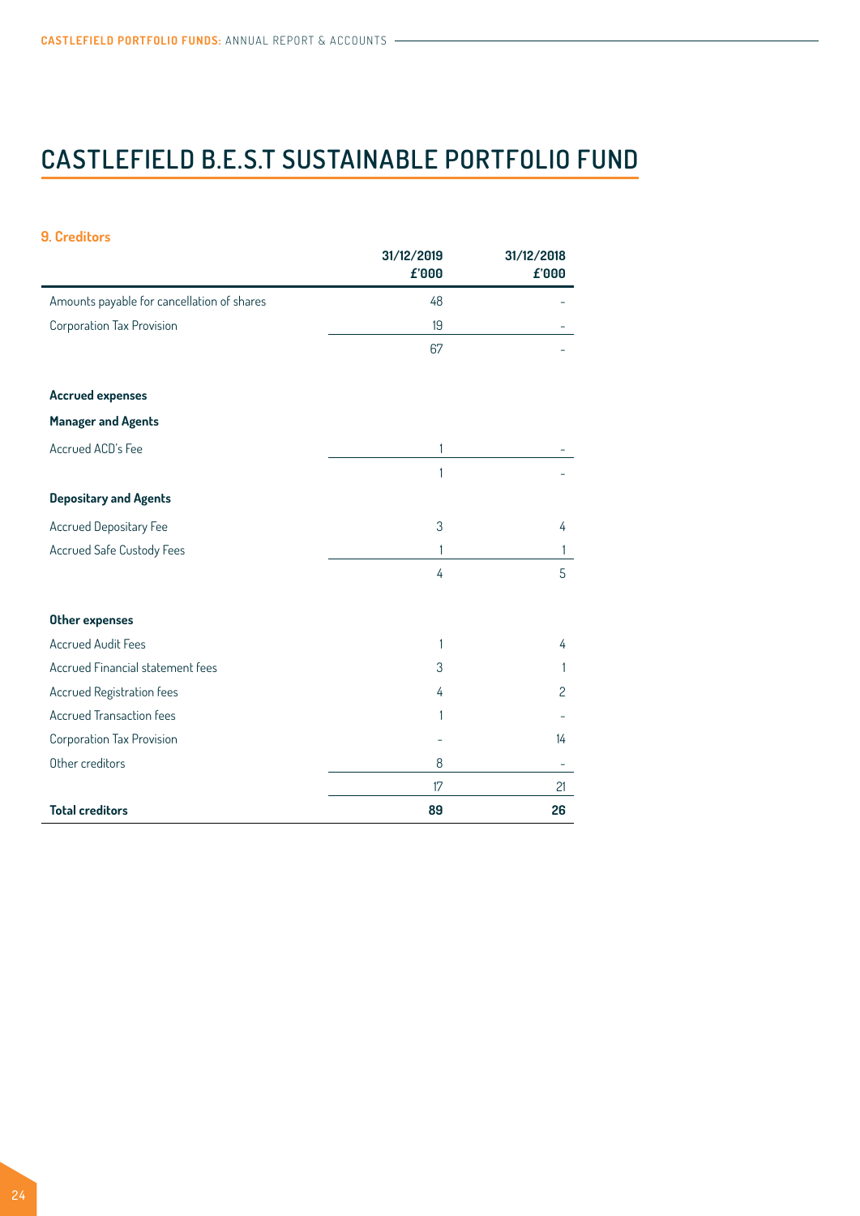# CASTLEFIELD B.E.S.T SUSTAINABLE PORTFOLIO FUND

### 9. Creditors

| | 31/12/2019 £'000 | 31/12/2018 £'000 |
|---|---|---|
| Amounts payable for cancellation of shares | 48 | - |
| Corporation Tax Provision | 19 | - |
| | 67 | - |
| **Accrued expenses** | | |
| **Manager and Agents** | | |
| Accrued ACD's Fee | 1 | - |
| | 1 | - |
| **Depositary and Agents** | | |
| Accrued Depositary Fee | 3 | 4 |
| Accrued Safe Custody Fees | 1 | 1 |
| | 4 | 5 |
| **Other expenses** | | |
| Accrued Audit Fees | 1 | 4 |
| Accrued Financial statement fees | 3 | 1 |
| Accrued Registration fees | 4 | 2 |
| Accrued Transaction fees | 1 | - |
| Corporation Tax Provision | - | 14 |
| Other creditors | 8 | - |
| | 17 | 21 |
| **Total creditors** | **89** | **26** |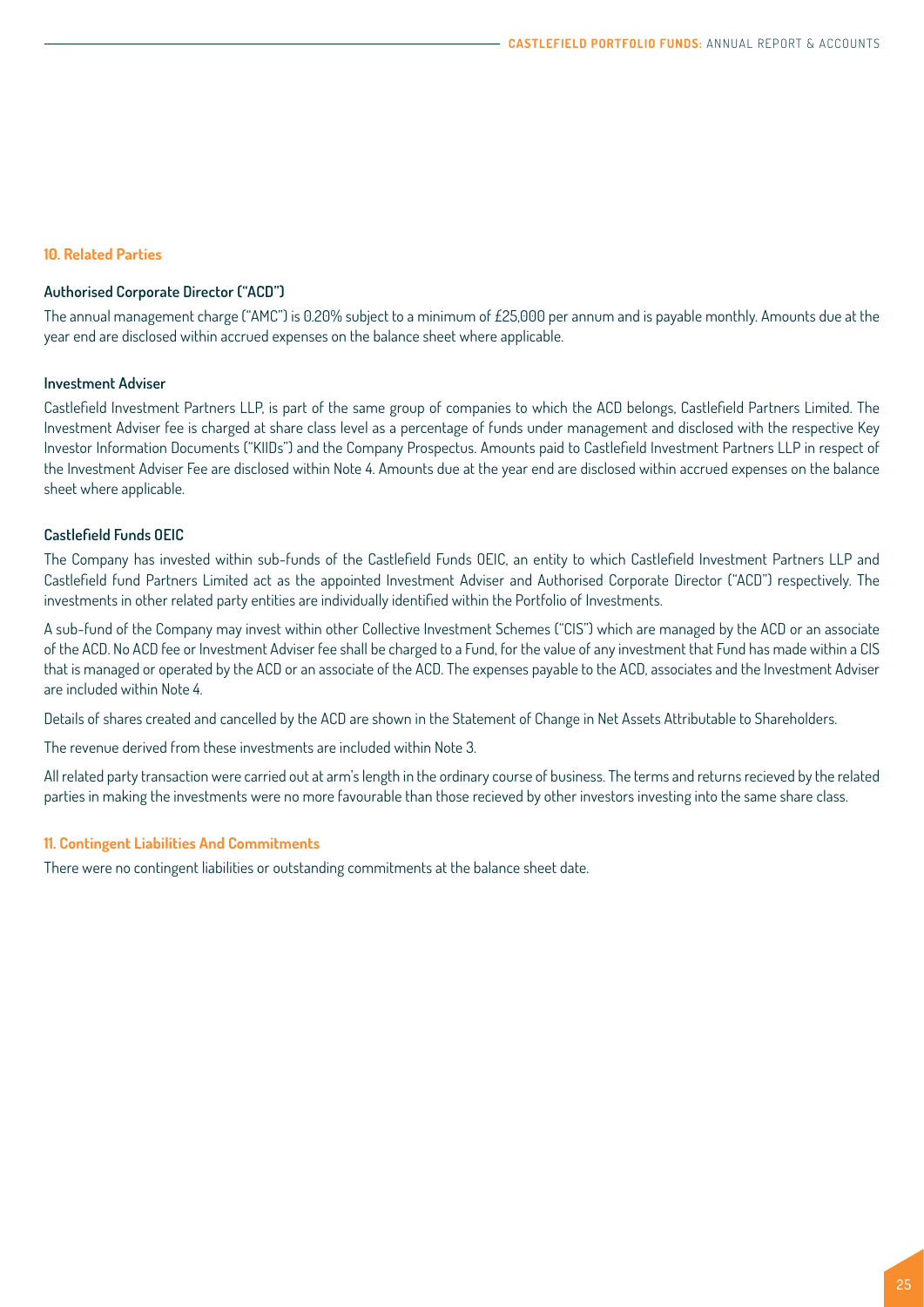## 10. Related Parties

### Authorised Corporate Director ("ACD")

The annual management charge ("AMC") is 0.20% subject to a minimum of £25,000 per annum and is payable monthly. Amounts due at the year end are disclosed within accrued expenses on the balance sheet where applicable.

### Investment Adviser

Castlefield Investment Partners LLP, is part of the same group of companies to which the ACD belongs, Castlefield Partners Limited. The Investment Adviser fee is charged at share class level as a percentage of funds under management and disclosed with the respective Key Investor Information Documents ("KIIDs") and the Company Prospectus. Amounts paid to Castlefield Investment Partners LLP in respect of the Investment Adviser Fee are disclosed within Note 4. Amounts due at the year end are disclosed within accrued expenses on the balance sheet where applicable.

### Castlefield Funds OEIC

The Company has invested within sub-funds of the Castlefield Funds OEIC, an entity to which Castlefield Investment Partners LLP and Castlefield fund Partners Limited act as the appointed Investment Adviser and Authorised Corporate Director ("ACD") respectively. The investments in other related party entities are individually identified within the Portfolio of Investments.

A sub-fund of the Company may invest within other Collective Investment Schemes ("CIS") which are managed by the ACD or an associate of the ACD. No ACD fee or Investment Adviser fee shall be charged to a Fund, for the value of any investment that Fund has made within a CIS that is managed or operated by the ACD or an associate of the ACD. The expenses payable to the ACD, associates and the Investment Adviser are included within Note 4.

Details of shares created and cancelled by the ACD are shown in the Statement of Change in Net Assets Attributable to Shareholders.

The revenue derived from these investments are included within Note 3.

All related party transaction were carried out at arm's length in the ordinary course of business. The terms and returns recieved by the related parties in making the investments were no more favourable than those recieved by other investors investing into the same share class.

## 11. Contingent Liabilities And Commitments

There were no contingent liabilities or outstanding commitments at the balance sheet date.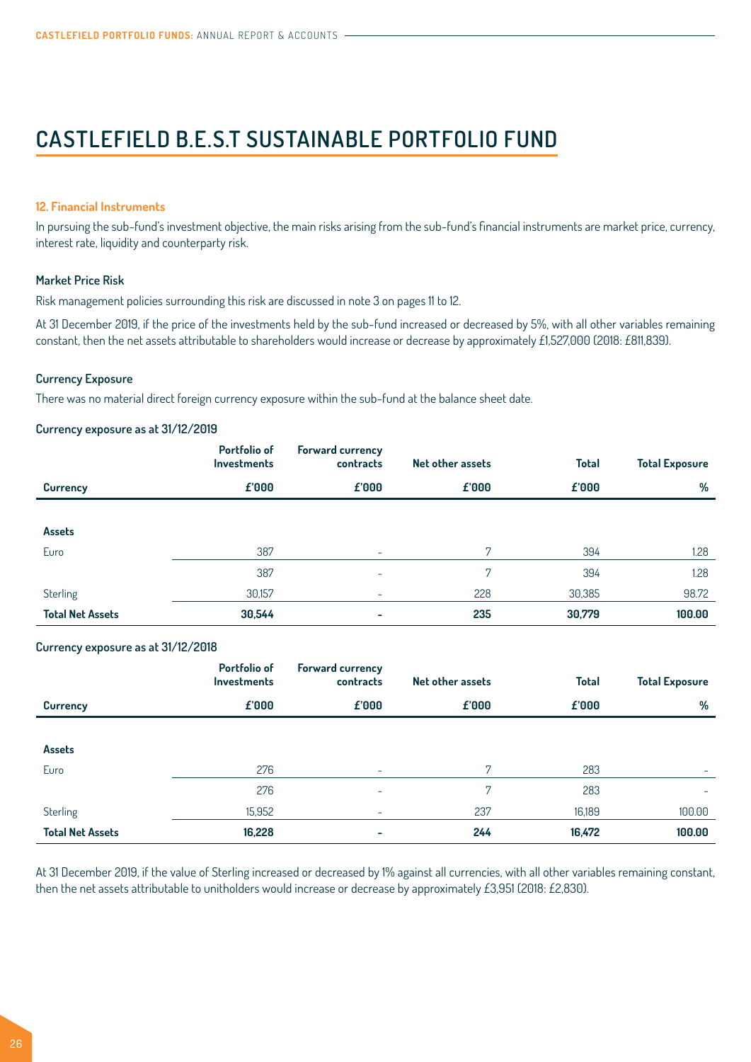# CASTLEFIELD B.E.S.T SUSTAINABLE PORTFOLIO FUND

### 12. Financial Instruments

In pursuing the sub-fund's investment objective, the main risks arising from the sub-fund's financial instruments are market price, currency, interest rate, liquidity and counterparty risk.

#### Market Price Risk

Risk management policies surrounding this risk are discussed in note 3 on pages 11 to 12.

At 31 December 2019, if the price of the investments held by the sub-fund increased or decreased by 5%, with all other variables remaining constant, then the net assets attributable to shareholders would increase or decrease by approximately £1,527,000 (2018: £811,839).

#### Currency Exposure

There was no material direct foreign currency exposure within the sub-fund at the balance sheet date.

**Currency exposure as at 31/12/2019**

| Currency | Portfolio of Investments £'000 | Forward currency contracts £'000 | Net other assets £'000 | Total £'000 | Total Exposure % |
|---|---|---|---|---|---|
| **Assets** | | | | | |
| Euro | 387 | - | 7 | 394 | 1.28 |
| | 387 | - | 7 | 394 | 1.28 |
| Sterling | 30,157 | - | 228 | 30,385 | 98.72 |
| **Total Net Assets** | **30,544** | **-** | **235** | **30,779** | **100.00** |

**Currency exposure as at 31/12/2018**

| Currency | Portfolio of Investments £'000 | Forward currency contracts £'000 | Net other assets £'000 | Total £'000 | Total Exposure % |
|---|---|---|---|---|---|
| **Assets** | | | | | |
| Euro | 276 | - | 7 | 283 | - |
| | 276 | - | 7 | 283 | - |
| Sterling | 15,952 | - | 237 | 16,189 | 100.00 |
| **Total Net Assets** | **16,228** | **-** | **244** | **16,472** | **100.00** |

At 31 December 2019, if the value of Sterling increased or decreased by 1% against all currencies, with all other variables remaining constant, then the net assets attributable to unitholders would increase or decrease by approximately £3,951 (2018: £2,830).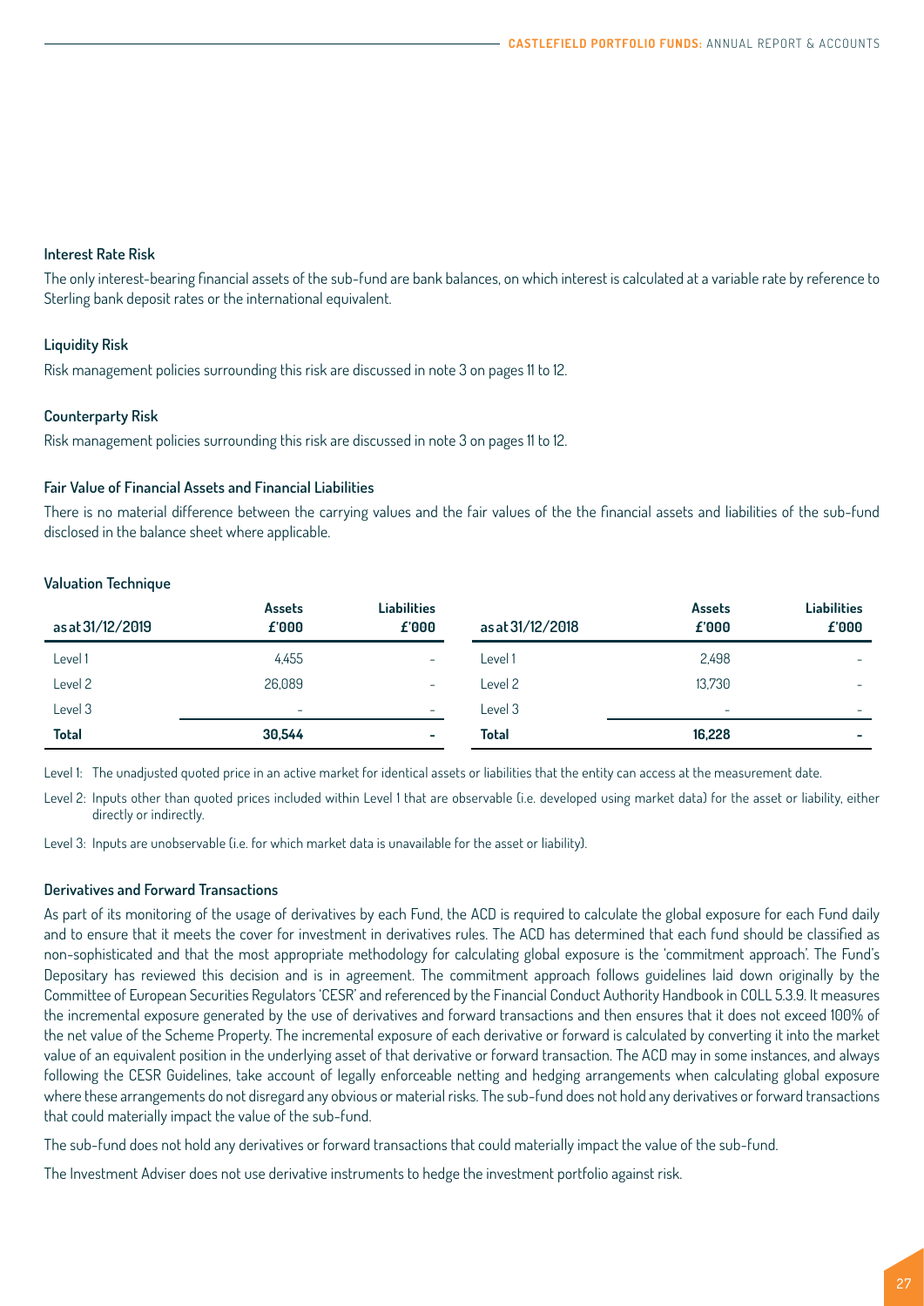### Interest Rate Risk

The only interest-bearing financial assets of the sub-fund are bank balances, on which interest is calculated at a variable rate by reference to Sterling bank deposit rates or the international equivalent.

### Liquidity Risk

Risk management policies surrounding this risk are discussed in note 3 on pages 11 to 12.

### Counterparty Risk

Risk management policies surrounding this risk are discussed in note 3 on pages 11 to 12.

### Fair Value of Financial Assets and Financial Liabilities

There is no material difference between the carrying values and the fair values of the the financial assets and liabilities of the sub-fund disclosed in the balance sheet where applicable.

### Valuation Technique

| as at 31/12/2019 | Assets £'000 | Liabilities £'000 | as at 31/12/2018 | Assets £'000 | Liabilities £'000 |
|---|---|---|---|---|---|
| Level 1 | 4,455 | - | Level 1 | 2,498 | - |
| Level 2 | 26,089 | - | Level 2 | 13,730 | - |
| Level 3 | - | - | Level 3 | - | - |
| **Total** | **30,544** | **-** | **Total** | **16,228** | **-** |

Level 1: The unadjusted quoted price in an active market for identical assets or liabilities that the entity can access at the measurement date.

Level 2: Inputs other than quoted prices included within Level 1 that are observable (i.e. developed using market data) for the asset or liability, either directly or indirectly.

Level 3: Inputs are unobservable (i.e. for which market data is unavailable for the asset or liability).

### Derivatives and Forward Transactions

As part of its monitoring of the usage of derivatives by each Fund, the ACD is required to calculate the global exposure for each Fund daily and to ensure that it meets the cover for investment in derivatives rules. The ACD has determined that each fund should be classified as non-sophisticated and that the most appropriate methodology for calculating global exposure is the 'commitment approach'. The Fund's Depositary has reviewed this decision and is in agreement. The commitment approach follows guidelines laid down originally by the Committee of European Securities Regulators 'CESR' and referenced by the Financial Conduct Authority Handbook in COLL 5.3.9. It measures the incremental exposure generated by the use of derivatives and forward transactions and then ensures that it does not exceed 100% of the net value of the Scheme Property. The incremental exposure of each derivative or forward is calculated by converting it into the market value of an equivalent position in the underlying asset of that derivative or forward transaction. The ACD may in some instances, and always following the CESR Guidelines, take account of legally enforceable netting and hedging arrangements when calculating global exposure where these arrangements do not disregard any obvious or material risks. The sub-fund does not hold any derivatives or forward transactions that could materially impact the value of the sub-fund.

The sub-fund does not hold any derivatives or forward transactions that could materially impact the value of the sub-fund.

The Investment Adviser does not use derivative instruments to hedge the investment portfolio against risk.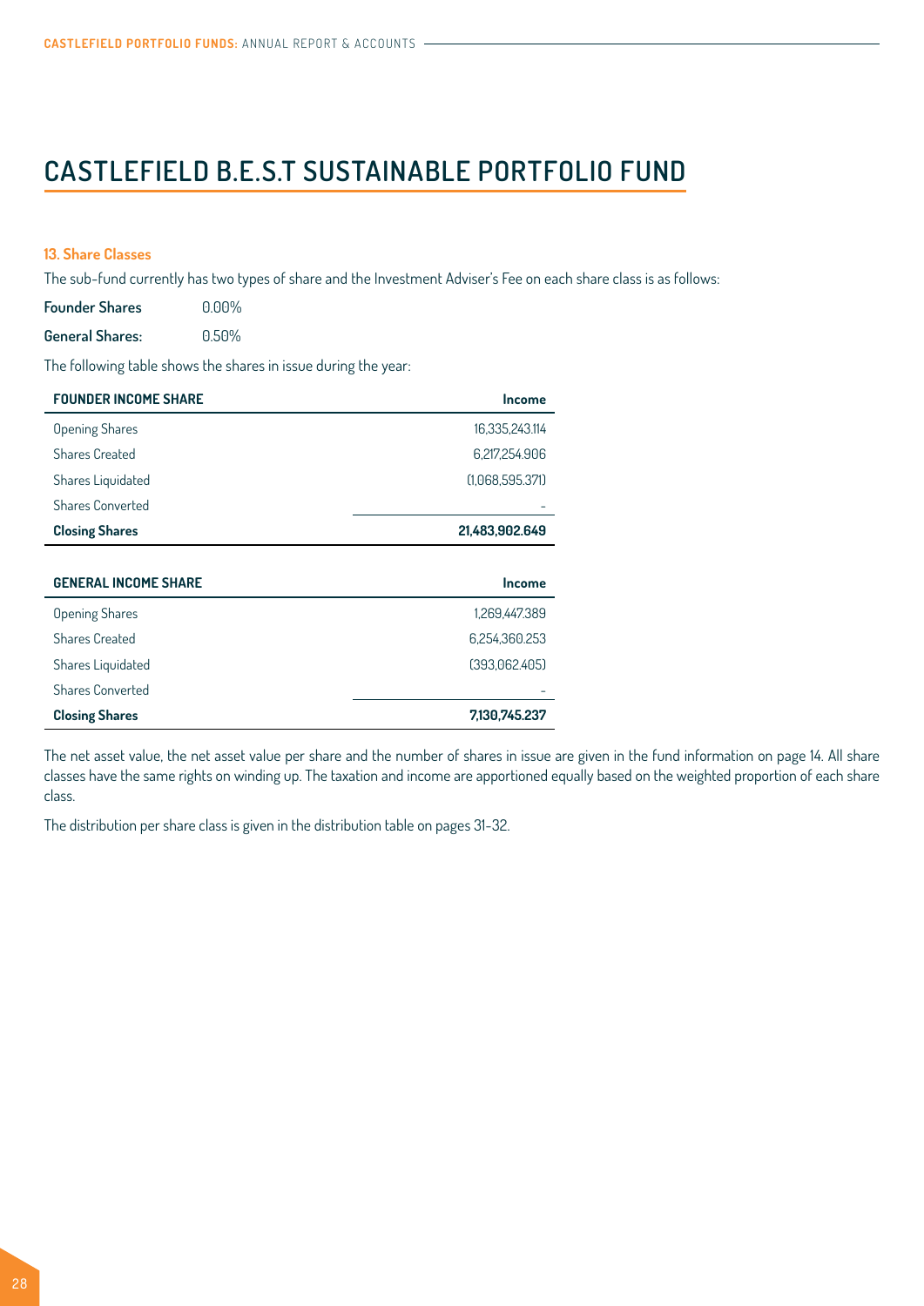# CASTLEFIELD B.E.S.T SUSTAINABLE PORTFOLIO FUND

### 13. Share Classes

The sub-fund currently has two types of share and the Investment Adviser's Fee on each share class is as follows:

**Founder Shares** 0.00%

**General Shares:** 0.50%

The following table shows the shares in issue during the year:

| FOUNDER INCOME SHARE | Income |
|---|---|
| Opening Shares | 16,335,243.114 |
| Shares Created | 6,217,254.906 |
| Shares Liquidated | (1,068,595.371) |
| Shares Converted | - |
| **Closing Shares** | **21,483,902.649** |

| GENERAL INCOME SHARE | Income |
|---|---|
| Opening Shares | 1,269,447.389 |
| Shares Created | 6,254,360.253 |
| Shares Liquidated | (393,062.405) |
| Shares Converted | - |
| **Closing Shares** | **7,130,745.237** |

The net asset value, the net asset value per share and the number of shares in issue are given in the fund information on page 14. All share classes have the same rights on winding up. The taxation and income are apportioned equally based on the weighted proportion of each share class.

The distribution per share class is given in the distribution table on pages 31-32.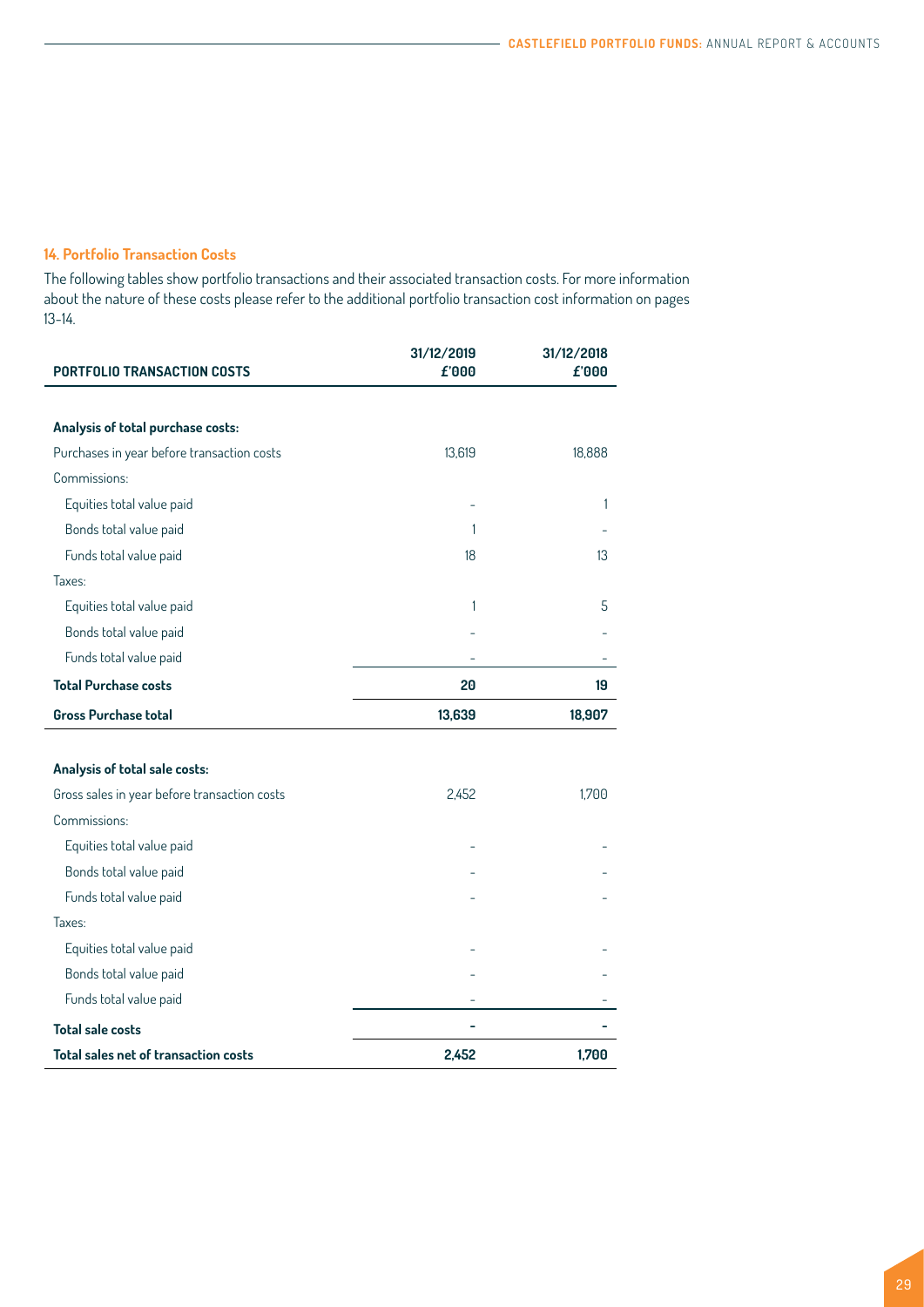## 14. Portfolio Transaction Costs

The following tables show portfolio transactions and their associated transaction costs. For more information about the nature of these costs please refer to the additional portfolio transaction cost information on pages 13-14.

| PORTFOLIO TRANSACTION COSTS | 31/12/2019 £'000 | 31/12/2018 £'000 |
|---|---|---|
| **Analysis of total purchase costs:** | | |
| Purchases in year before transaction costs | 13,619 | 18,888 |
| Commissions: | | |
| Equities total value paid | - | 1 |
| Bonds total value paid | 1 | - |
| Funds total value paid | 18 | 13 |
| Taxes: | | |
| Equities total value paid | 1 | 5 |
| Bonds total value paid | - | - |
| Funds total value paid | - | - |
| **Total Purchase costs** | **20** | **19** |
| **Gross Purchase total** | **13,639** | **18,907** |
| **Analysis of total sale costs:** | | |
| Gross sales in year before transaction costs | 2,452 | 1,700 |
| Commissions: | | |
| Equities total value paid | - | - |
| Bonds total value paid | - | - |
| Funds total value paid | - | - |
| Taxes: | | |
| Equities total value paid | - | - |
| Bonds total value paid | - | - |
| Funds total value paid | - | - |
| **Total sale costs** | **-** | **-** |
| **Total sales net of transaction costs** | **2,452** | **1,700** |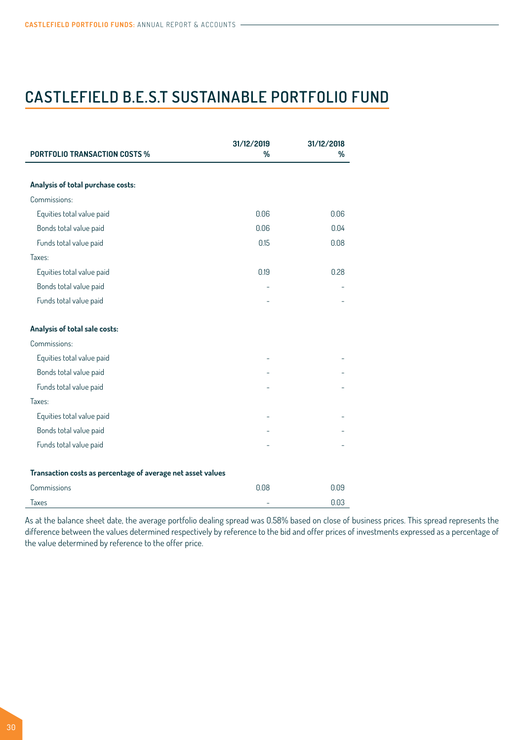# CASTLEFIELD B.E.S.T SUSTAINABLE PORTFOLIO FUND

| PORTFOLIO TRANSACTION COSTS % | 31/12/2019 % | 31/12/2018 % |
|---|---|---|
| **Analysis of total purchase costs:** | | |
| Commissions: | | |
| Equities total value paid | 0.06 | 0.06 |
| Bonds total value paid | 0.06 | 0.04 |
| Funds total value paid | 0.15 | 0.08 |
| Taxes: | | |
| Equities total value paid | 0.19 | 0.28 |
| Bonds total value paid | - | - |
| Funds total value paid | - | - |
| **Analysis of total sale costs:** | | |
| Commissions: | | |
| Equities total value paid | - | - |
| Bonds total value paid | - | - |
| Funds total value paid | - | - |
| Taxes: | | |
| Equities total value paid | - | - |
| Bonds total value paid | - | - |
| Funds total value paid | - | - |
| **Transaction costs as percentage of average net asset values** | | |
| Commissions | 0.08 | 0.09 |
| Taxes | - | 0.03 |

As at the balance sheet date, the average portfolio dealing spread was 0.58% based on close of business prices. This spread represents the difference between the values determined respectively by reference to the bid and offer prices of investments expressed as a percentage of the value determined by reference to the offer price.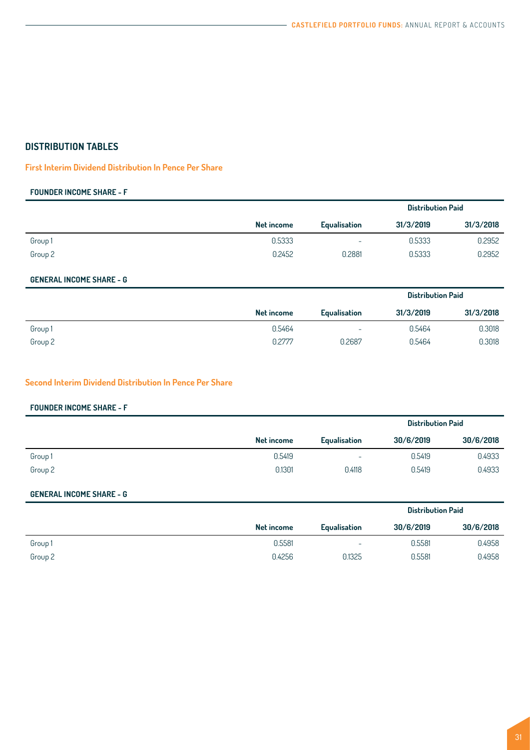## DISTRIBUTION TABLES

### First Interim Dividend Distribution In Pence Per Share

#### FOUNDER INCOME SHARE - F

| | | | Distribution Paid | |
|---|---|---|---|---|
| | **Net income** | **Equalisation** | **31/3/2019** | **31/3/2018** |
| Group 1 | 0.5333 | - | 0.5333 | 0.2952 |
| Group 2 | 0.2452 | 0.2881 | 0.5333 | 0.2952 |

#### GENERAL INCOME SHARE - G

| | | | Distribution Paid | |
|---|---|---|---|---|
| | **Net income** | **Equalisation** | **31/3/2019** | **31/3/2018** |
| Group 1 | 0.5464 | - | 0.5464 | 0.3018 |
| Group 2 | 0.2777 | 0.2687 | 0.5464 | 0.3018 |

### Second Interim Dividend Distribution In Pence Per Share

#### FOUNDER INCOME SHARE - F

| | | | Distribution Paid | |
|---|---|---|---|---|
| | **Net income** | **Equalisation** | **30/6/2019** | **30/6/2018** |
| Group 1 | 0.5419 | - | 0.5419 | 0.4933 |
| Group 2 | 0.1301 | 0.4118 | 0.5419 | 0.4933 |

#### GENERAL INCOME SHARE - G

| | | | Distribution Paid | |
|---|---|---|---|---|
| | **Net income** | **Equalisation** | **30/6/2019** | **30/6/2018** |
| Group 1 | 0.5581 | - | 0.5581 | 0.4958 |
| Group 2 | 0.4256 | 0.1325 | 0.5581 | 0.4958 |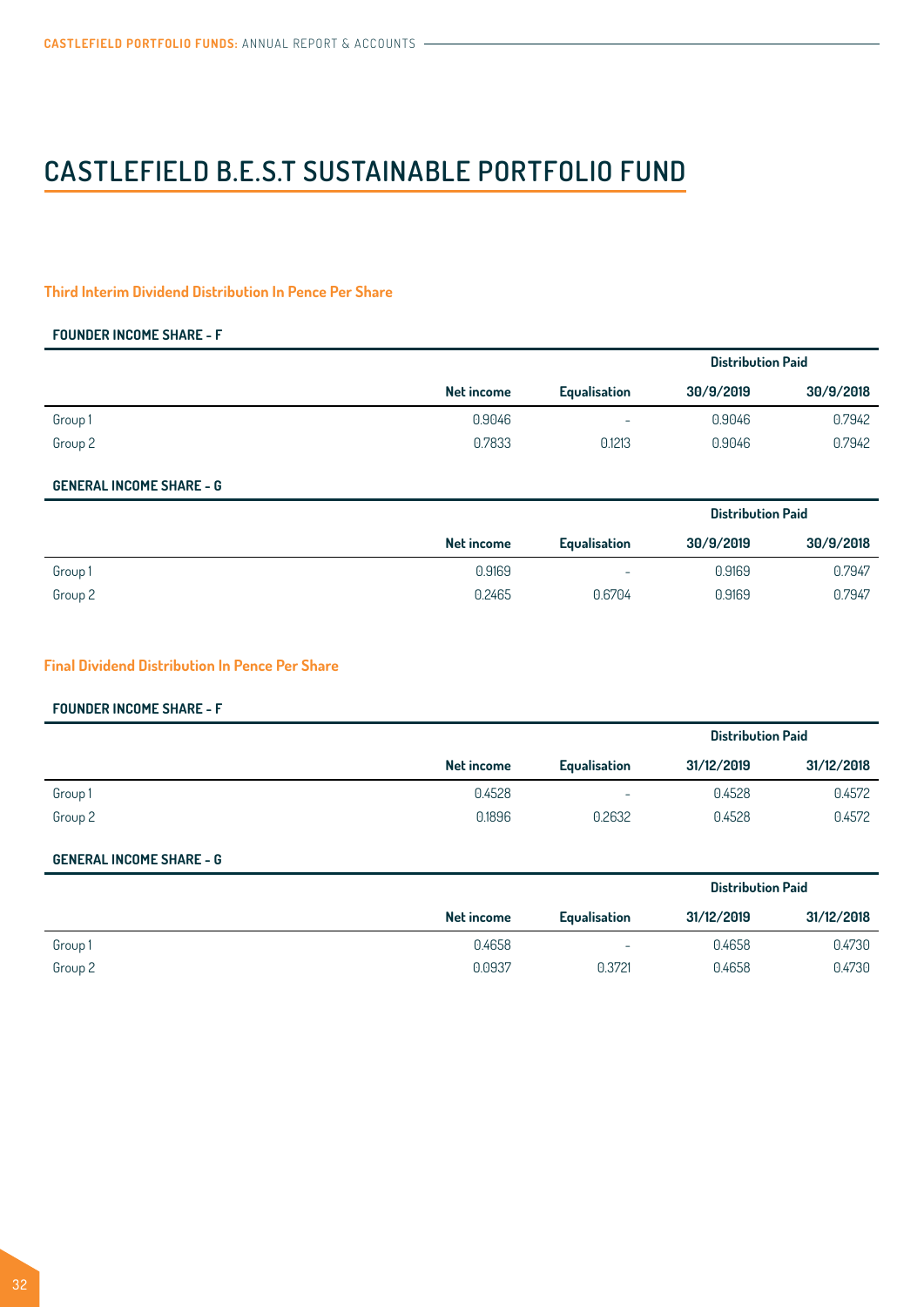# CASTLEFIELD B.E.S.T SUSTAINABLE PORTFOLIO FUND

## Third Interim Dividend Distribution In Pence Per Share

### FOUNDER INCOME SHARE - F

| | | | Distribution Paid | |
|---|---|---|---|---|
| | Net income | Equalisation | 30/9/2019 | 30/9/2018 |
| Group 1 | 0.9046 | - | 0.9046 | 0.7942 |
| Group 2 | 0.7833 | 0.1213 | 0.9046 | 0.7942 |

### GENERAL INCOME SHARE - G

| | | | Distribution Paid | |
|---|---|---|---|---|
| | Net income | Equalisation | 30/9/2019 | 30/9/2018 |
| Group 1 | 0.9169 | - | 0.9169 | 0.7947 |
| Group 2 | 0.2465 | 0.6704 | 0.9169 | 0.7947 |

## Final Dividend Distribution In Pence Per Share

### FOUNDER INCOME SHARE - F

| | | | Distribution Paid | |
|---|---|---|---|---|
| | Net income | Equalisation | 31/12/2019 | 31/12/2018 |
| Group 1 | 0.4528 | - | 0.4528 | 0.4572 |
| Group 2 | 0.1896 | 0.2632 | 0.4528 | 0.4572 |

### GENERAL INCOME SHARE - G

| | | | Distribution Paid | |
|---|---|---|---|---|
| | Net income | Equalisation | 31/12/2019 | 31/12/2018 |
| Group 1 | 0.4658 | - | 0.4658 | 0.4730 |
| Group 2 | 0.0937 | 0.3721 | 0.4658 | 0.4730 |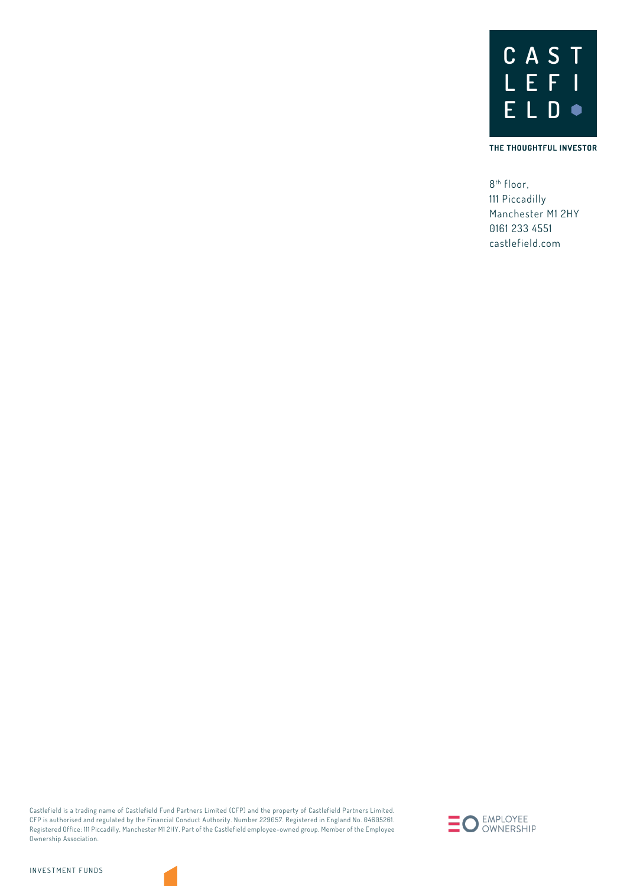CASTLEFIELD

THE THOUGHTFUL INVESTOR

8th floor,
111 Piccadilly
Manchester M1 2HY
0161 233 4551
castlefield.com

Castlefield is a trading name of Castlefield Fund Partners Limited (CFP) and the property of Castlefield Partners Limited. CFP is authorised and regulated by the Financial Conduct Authority. Number 229057. Registered in England No. 04605261. Registered Office: 111 Piccadilly, Manchester M1 2HY. Part of the Castlefield employee-owned group. Member of the Employee Ownership Association.

EMPLOYEE OWNERSHIP

INVESTMENT FUNDS